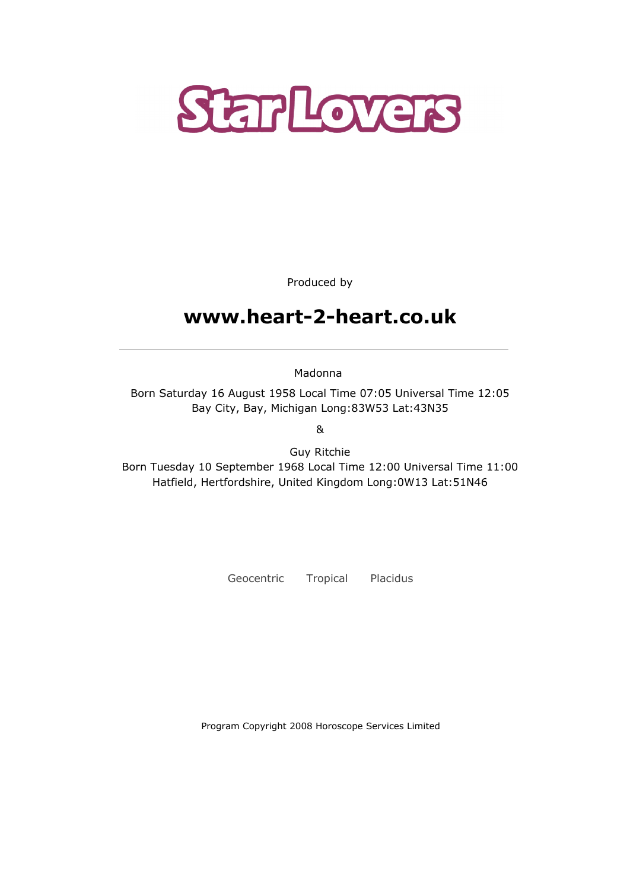# Star Lovers

Produced by

## www.heart-2-heart.co.uk

---

Madonna

Born Saturday 16 August 1958 Local Time 07:05 Universal Time 12:05
Bay City, Bay, Michigan Long:83W53 Lat:43N35

&

Guy Ritchie
Born Tuesday 10 September 1968 Local Time 12:00 Universal Time 11:00
Hatfield, Hertfordshire, United Kingdom Long:0W13 Lat:51N46

Geocentric Tropical Placidus

Program Copyright 2008 Horoscope Services Limited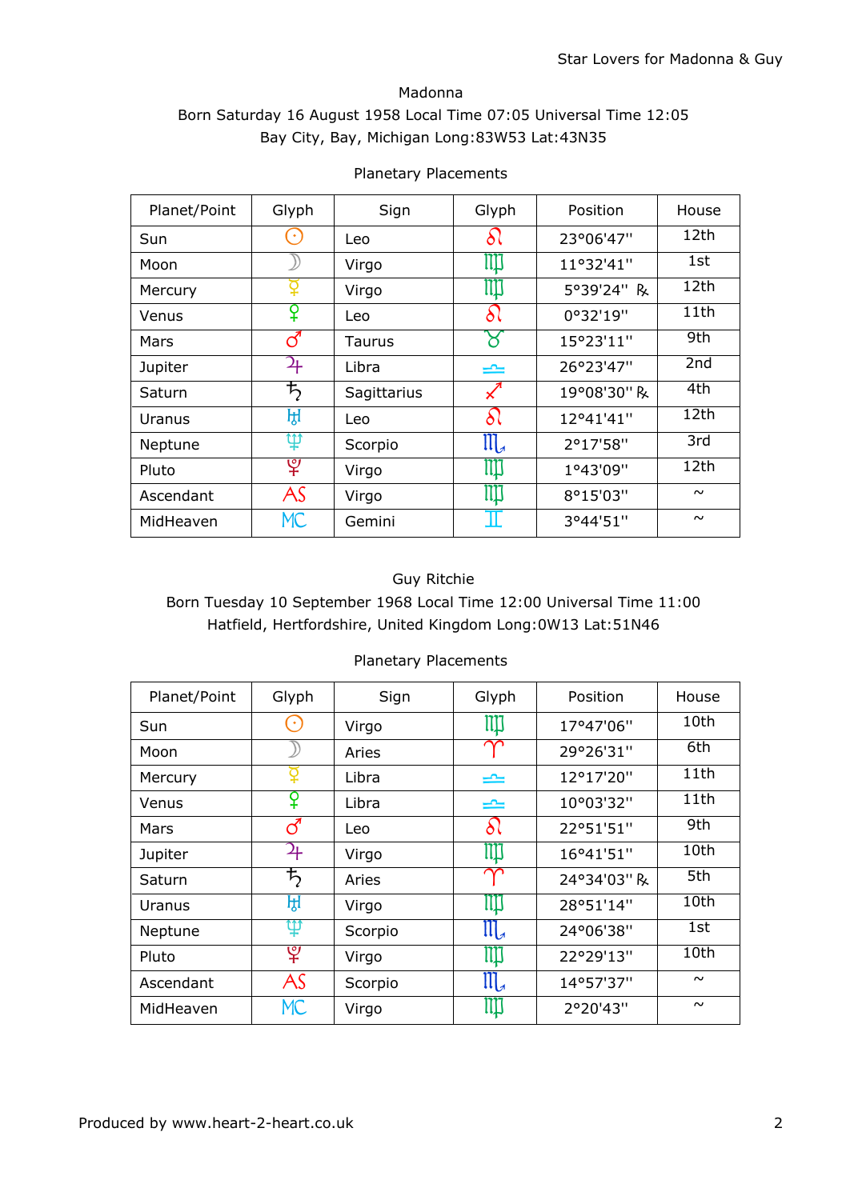Madonna
Born Saturday 16 August 1958 Local Time 07:05 Universal Time 12:05
Bay City, Bay, Michigan Long:83W53 Lat:43N35

Planetary Placements

| Planet/Point | Glyph | Sign | Glyph | Position | House |
|---|---|---|---|---|---|
| Sun | ☉ | Leo | ♌ | 23°06'47'' | 12th |
| Moon | ☽ | Virgo | ♍ | 11°32'41'' | 1st |
| Mercury | ☿ | Virgo | ♍ | 5°39'24'' ℞ | 12th |
| Venus | ♀ | Leo | ♌ | 0°32'19'' | 11th |
| Mars | ♂ | Taurus | ♉ | 15°23'11'' | 9th |
| Jupiter | ♃ | Libra | ♎ | 26°23'47'' | 2nd |
| Saturn | ♄ | Sagittarius | ♐ | 19°08'30'' ℞ | 4th |
| Uranus | ♅ | Leo | ♌ | 12°41'41'' | 12th |
| Neptune | ♆ | Scorpio | ♏ | 2°17'58'' | 3rd |
| Pluto | ♇ | Virgo | ♍ | 1°43'09'' | 12th |
| Ascendant | AS | Virgo | ♍ | 8°15'03'' | ~ |
| MidHeaven | MC | Gemini | ♊ | 3°44'51'' | ~ |

Guy Ritchie
Born Tuesday 10 September 1968 Local Time 12:00 Universal Time 11:00
Hatfield, Hertfordshire, United Kingdom Long:0W13 Lat:51N46

Planetary Placements

| Planet/Point | Glyph | Sign | Glyph | Position | House |
|---|---|---|---|---|---|
| Sun | ☉ | Virgo | ♍ | 17°47'06'' | 10th |
| Moon | ☽ | Aries | ♈ | 29°26'31'' | 6th |
| Mercury | ☿ | Libra | ♎ | 12°17'20'' | 11th |
| Venus | ♀ | Libra | ♎ | 10°03'32'' | 11th |
| Mars | ♂ | Leo | ♌ | 22°51'51'' | 9th |
| Jupiter | ♃ | Virgo | ♍ | 16°41'51'' | 10th |
| Saturn | ♄ | Aries | ♈ | 24°34'03'' ℞ | 5th |
| Uranus | ♅ | Virgo | ♍ | 28°51'14'' | 10th |
| Neptune | ♆ | Scorpio | ♏ | 24°06'38'' | 1st |
| Pluto | ♇ | Virgo | ♍ | 22°29'13'' | 10th |
| Ascendant | AS | Scorpio | ♏ | 14°57'37'' | ~ |
| MidHeaven | MC | Virgo | ♍ | 2°20'43'' | ~ |

Produced by www.heart-2-heart.co.uk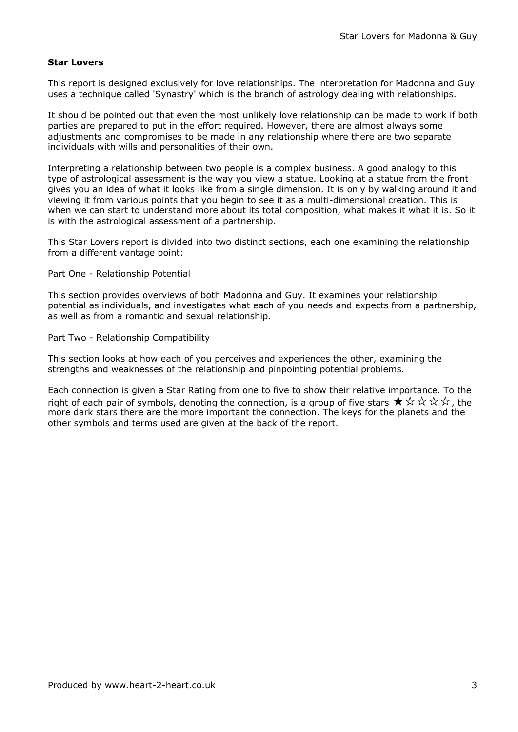**Star Lovers**

This report is designed exclusively for love relationships. The interpretation for Madonna and Guy uses a technique called 'Synastry' which is the branch of astrology dealing with relationships.

It should be pointed out that even the most unlikely love relationship can be made to work if both parties are prepared to put in the effort required. However, there are almost always some adjustments and compromises to be made in any relationship where there are two separate individuals with wills and personalities of their own.

Interpreting a relationship between two people is a complex business. A good analogy to this type of astrological assessment is the way you view a statue. Looking at a statue from the front gives you an idea of what it looks like from a single dimension. It is only by walking around it and viewing it from various points that you begin to see it as a multi-dimensional creation. This is when we can start to understand more about its total composition, what makes it what it is. So it is with the astrological assessment of a partnership.

This Star Lovers report is divided into two distinct sections, each one examining the relationship from a different vantage point:

Part One - Relationship Potential

This section provides overviews of both Madonna and Guy. It examines your relationship potential as individuals, and investigates what each of you needs and expects from a partnership, as well as from a romantic and sexual relationship.

Part Two - Relationship Compatibility

This section looks at how each of you perceives and experiences the other, examining the strengths and weaknesses of the relationship and pinpointing potential problems.

Each connection is given a Star Rating from one to five to show their relative importance. To the right of each pair of symbols, denoting the connection, is a group of five stars ★☆☆☆☆, the more dark stars there are the more important the connection. The keys for the planets and the other symbols and terms used are given at the back of the report.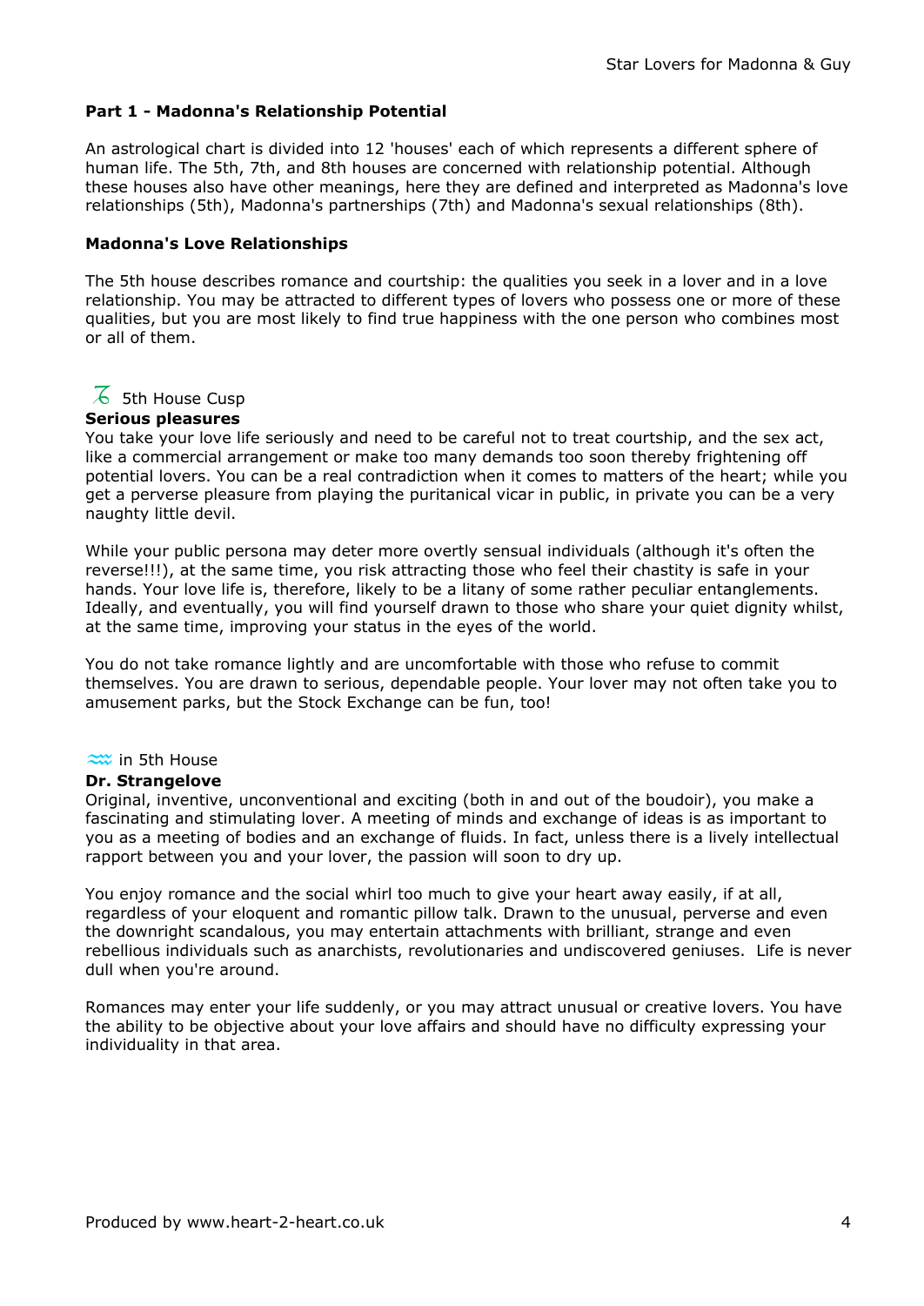## Part 1 - Madonna's Relationship Potential

An astrological chart is divided into 12 'houses' each of which represents a different sphere of human life. The 5th, 7th, and 8th houses are concerned with relationship potential. Although these houses also have other meanings, here they are defined and interpreted as Madonna's love relationships (5th), Madonna's partnerships (7th) and Madonna's sexual relationships (8th).

### Madonna's Love Relationships

The 5th house describes romance and courtship: the qualities you seek in a lover and in a love relationship. You may be attracted to different types of lovers who possess one or more of these qualities, but you are most likely to find true happiness with the one person who combines most or all of them.

♑ 5th House Cusp

**Serious pleasures**

You take your love life seriously and need to be careful not to treat courtship, and the sex act, like a commercial arrangement or make too many demands too soon thereby frightening off potential lovers. You can be a real contradiction when it comes to matters of the heart; while you get a perverse pleasure from playing the puritanical vicar in public, in private you can be a very naughty little devil.

While your public persona may deter more overtly sensual individuals (although it's often the reverse!!!), at the same time, you risk attracting those who feel their chastity is safe in your hands. Your love life is, therefore, likely to be a litany of some rather peculiar entanglements. Ideally, and eventually, you will find yourself drawn to those who share your quiet dignity whilst, at the same time, improving your status in the eyes of the world.

You do not take romance lightly and are uncomfortable with those who refuse to commit themselves. You are drawn to serious, dependable people. Your lover may not often take you to amusement parks, but the Stock Exchange can be fun, too!

♒ in 5th House

**Dr. Strangelove**

Original, inventive, unconventional and exciting (both in and out of the boudoir), you make a fascinating and stimulating lover. A meeting of minds and exchange of ideas is as important to you as a meeting of bodies and an exchange of fluids. In fact, unless there is a lively intellectual rapport between you and your lover, the passion will soon to dry up.

You enjoy romance and the social whirl too much to give your heart away easily, if at all, regardless of your eloquent and romantic pillow talk. Drawn to the unusual, perverse and even the downright scandalous, you may entertain attachments with brilliant, strange and even rebellious individuals such as anarchists, revolutionaries and undiscovered geniuses. Life is never dull when you're around.

Romances may enter your life suddenly, or you may attract unusual or creative lovers. You have the ability to be objective about your love affairs and should have no difficulty expressing your individuality in that area.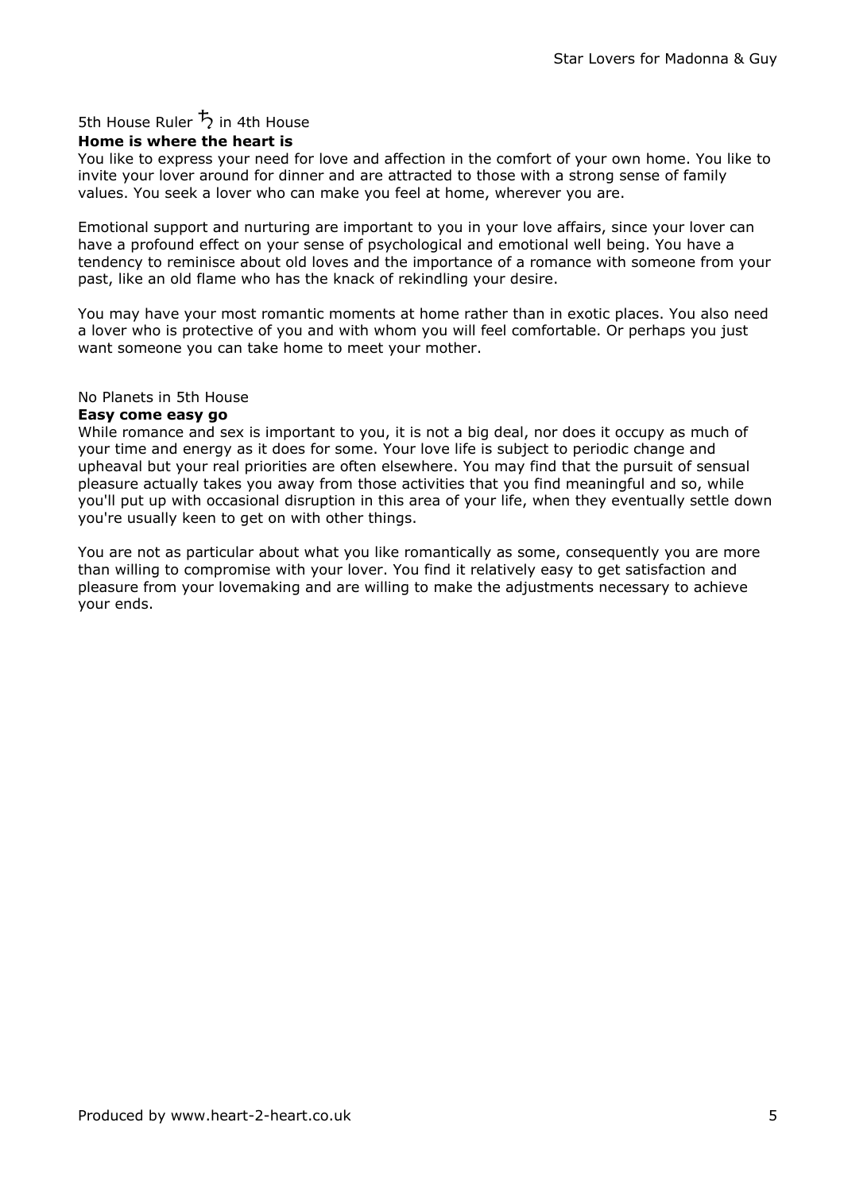5th House Ruler ♄ in 4th House

**Home is where the heart is**

You like to express your need for love and affection in the comfort of your own home. You like to invite your lover around for dinner and are attracted to those with a strong sense of family values. You seek a lover who can make you feel at home, wherever you are.

Emotional support and nurturing are important to you in your love affairs, since your lover can have a profound effect on your sense of psychological and emotional well being. You have a tendency to reminisce about old loves and the importance of a romance with someone from your past, like an old flame who has the knack of rekindling your desire.

You may have your most romantic moments at home rather than in exotic places. You also need a lover who is protective of you and with whom you will feel comfortable. Or perhaps you just want someone you can take home to meet your mother.

No Planets in 5th House

**Easy come easy go**

While romance and sex is important to you, it is not a big deal, nor does it occupy as much of your time and energy as it does for some. Your love life is subject to periodic change and upheaval but your real priorities are often elsewhere. You may find that the pursuit of sensual pleasure actually takes you away from those activities that you find meaningful and so, while you'll put up with occasional disruption in this area of your life, when they eventually settle down you're usually keen to get on with other things.

You are not as particular about what you like romantically as some, consequently you are more than willing to compromise with your lover. You find it relatively easy to get satisfaction and pleasure from your lovemaking and are willing to make the adjustments necessary to achieve your ends.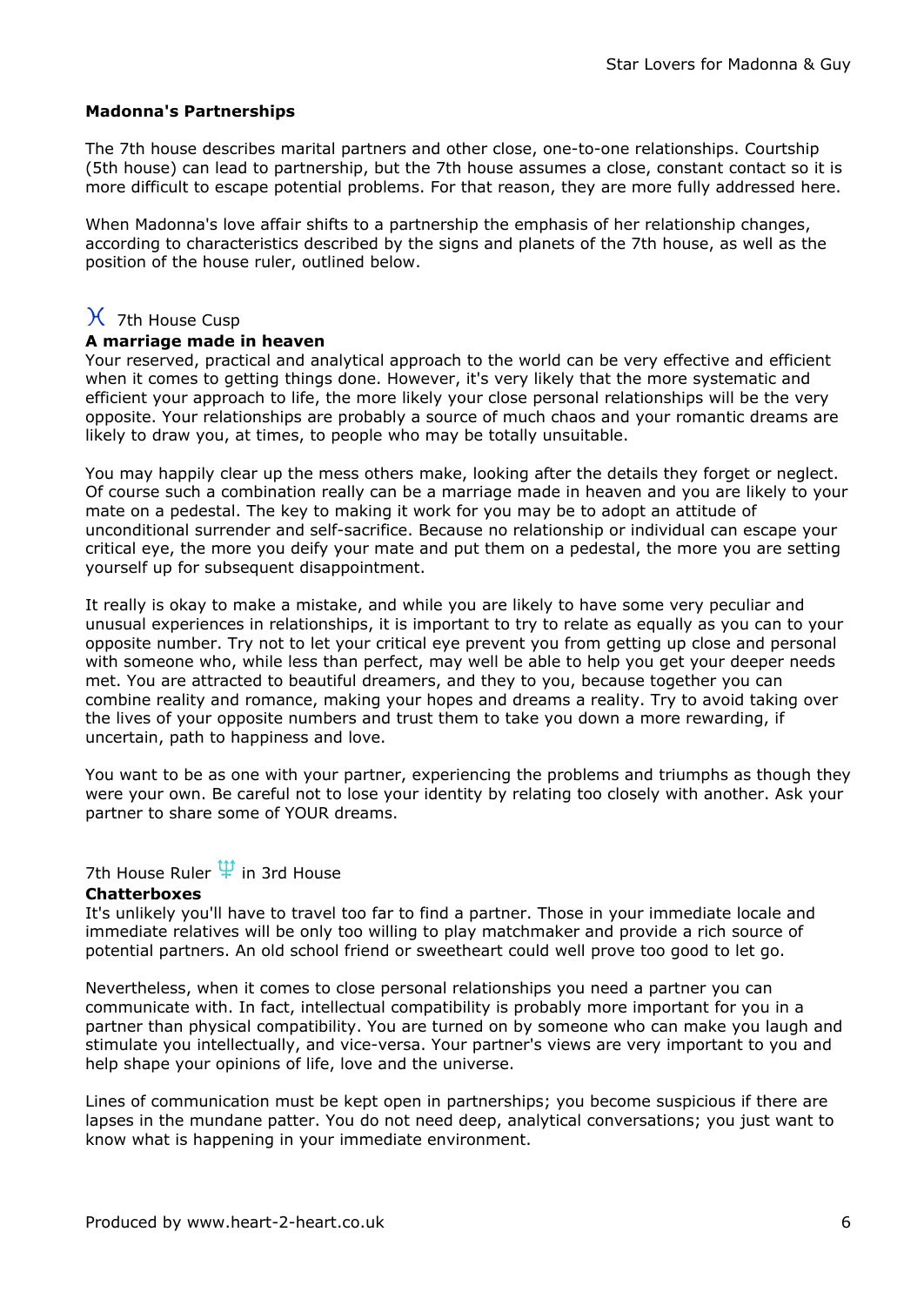## Madonna's Partnerships

The 7th house describes marital partners and other close, one-to-one relationships. Courtship (5th house) can lead to partnership, but the 7th house assumes a close, constant contact so it is more difficult to escape potential problems. For that reason, they are more fully addressed here.

When Madonna's love affair shifts to a partnership the emphasis of her relationship changes, according to characteristics described by the signs and planets of the 7th house, as well as the position of the house ruler, outlined below.

### ♓ 7th House Cusp

**A marriage made in heaven**

Your reserved, practical and analytical approach to the world can be very effective and efficient when it comes to getting things done. However, it's very likely that the more systematic and efficient your approach to life, the more likely your close personal relationships will be the very opposite. Your relationships are probably a source of much chaos and your romantic dreams are likely to draw you, at times, to people who may be totally unsuitable.

You may happily clear up the mess others make, looking after the details they forget or neglect. Of course such a combination really can be a marriage made in heaven and you are likely to your mate on a pedestal. The key to making it work for you may be to adopt an attitude of unconditional surrender and self-sacrifice. Because no relationship or individual can escape your critical eye, the more you deify your mate and put them on a pedestal, the more you are setting yourself up for subsequent disappointment.

It really is okay to make a mistake, and while you are likely to have some very peculiar and unusual experiences in relationships, it is important to try to relate as equally as you can to your opposite number. Try not to let your critical eye prevent you from getting up close and personal with someone who, while less than perfect, may well be able to help you get your deeper needs met. You are attracted to beautiful dreamers, and they to you, because together you can combine reality and romance, making your hopes and dreams a reality. Try to avoid taking over the lives of your opposite numbers and trust them to take you down a more rewarding, if uncertain, path to happiness and love.

You want to be as one with your partner, experiencing the problems and triumphs as though they were your own. Be careful not to lose your identity by relating too closely with another. Ask your partner to share some of YOUR dreams.

### 7th House Ruler ♆ in 3rd House

**Chatterboxes**

It's unlikely you'll have to travel too far to find a partner. Those in your immediate locale and immediate relatives will be only too willing to play matchmaker and provide a rich source of potential partners. An old school friend or sweetheart could well prove too good to let go.

Nevertheless, when it comes to close personal relationships you need a partner you can communicate with. In fact, intellectual compatibility is probably more important for you in a partner than physical compatibility. You are turned on by someone who can make you laugh and stimulate you intellectually, and vice-versa. Your partner's views are very important to you and help shape your opinions of life, love and the universe.

Lines of communication must be kept open in partnerships; you become suspicious if there are lapses in the mundane patter. You do not need deep, analytical conversations; you just want to know what is happening in your immediate environment.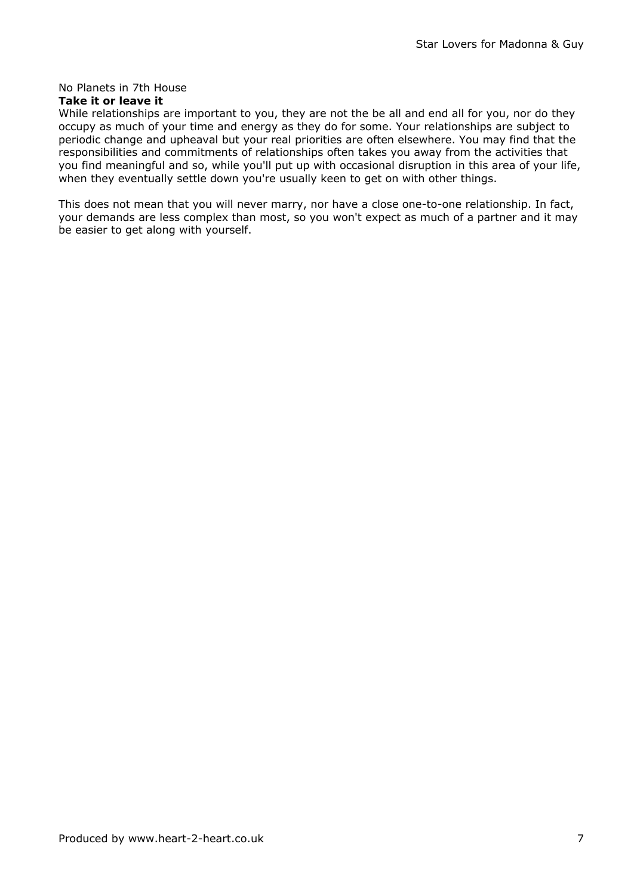No Planets in 7th House

**Take it or leave it**

While relationships are important to you, they are not the be all and end all for you, nor do they occupy as much of your time and energy as they do for some. Your relationships are subject to periodic change and upheaval but your real priorities are often elsewhere. You may find that the responsibilities and commitments of relationships often takes you away from the activities that you find meaningful and so, while you'll put up with occasional disruption in this area of your life, when they eventually settle down you're usually keen to get on with other things.

This does not mean that you will never marry, nor have a close one-to-one relationship. In fact, your demands are less complex than most, so you won't expect as much of a partner and it may be easier to get along with yourself.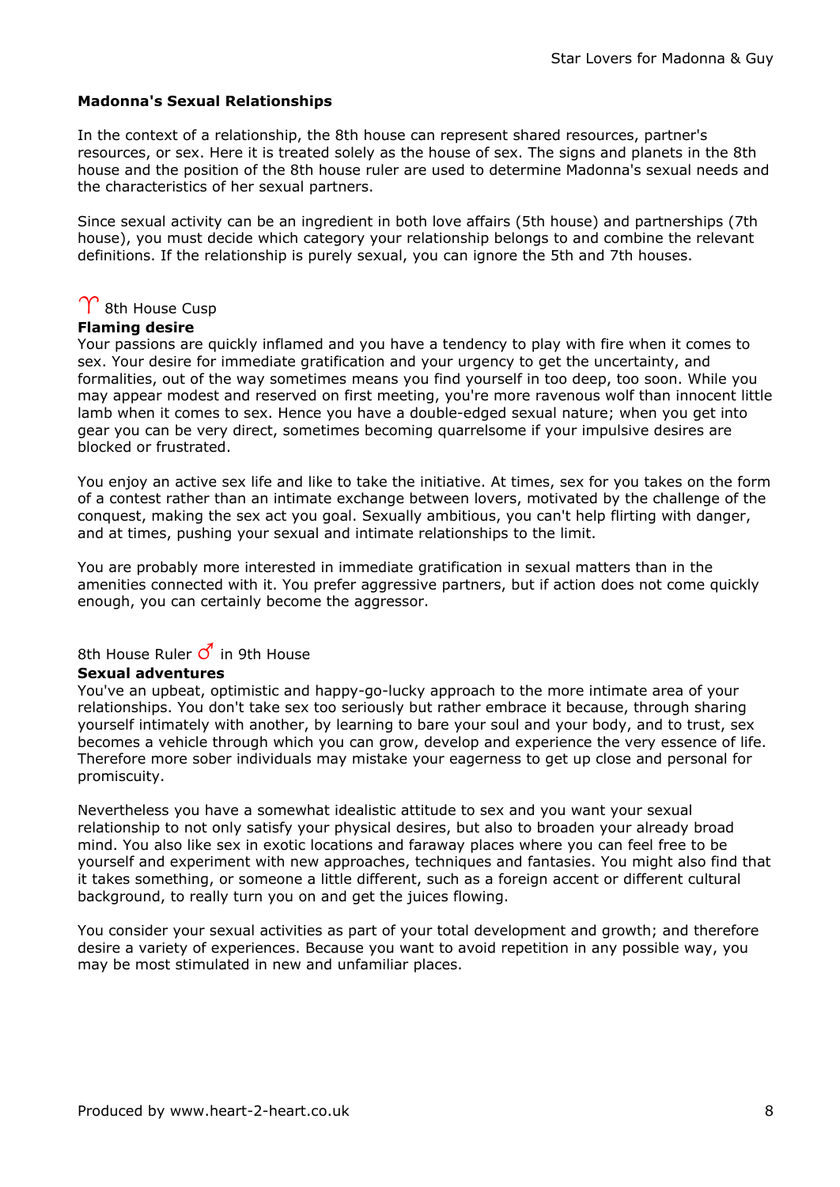### Madonna's Sexual Relationships

In the context of a relationship, the 8th house can represent shared resources, partner's resources, or sex. Here it is treated solely as the house of sex. The signs and planets in the 8th house and the position of the 8th house ruler are used to determine Madonna's sexual needs and the characteristics of her sexual partners.

Since sexual activity can be an ingredient in both love affairs (5th house) and partnerships (7th house), you must decide which category your relationship belongs to and combine the relevant definitions. If the relationship is purely sexual, you can ignore the 5th and 7th houses.

♈ 8th House Cusp

**Flaming desire**

Your passions are quickly inflamed and you have a tendency to play with fire when it comes to sex. Your desire for immediate gratification and your urgency to get the uncertainty, and formalities, out of the way sometimes means you find yourself in too deep, too soon. While you may appear modest and reserved on first meeting, you're more ravenous wolf than innocent little lamb when it comes to sex. Hence you have a double-edged sexual nature; when you get into gear you can be very direct, sometimes becoming quarrelsome if your impulsive desires are blocked or frustrated.

You enjoy an active sex life and like to take the initiative. At times, sex for you takes on the form of a contest rather than an intimate exchange between lovers, motivated by the challenge of the conquest, making the sex act you goal. Sexually ambitious, you can't help flirting with danger, and at times, pushing your sexual and intimate relationships to the limit.

You are probably more interested in immediate gratification in sexual matters than in the amenities connected with it. You prefer aggressive partners, but if action does not come quickly enough, you can certainly become the aggressor.

8th House Ruler ♂ in 9th House

**Sexual adventures**

You've an upbeat, optimistic and happy-go-lucky approach to the more intimate area of your relationships. You don't take sex too seriously but rather embrace it because, through sharing yourself intimately with another, by learning to bare your soul and your body, and to trust, sex becomes a vehicle through which you can grow, develop and experience the very essence of life. Therefore more sober individuals may mistake your eagerness to get up close and personal for promiscuity.

Nevertheless you have a somewhat idealistic attitude to sex and you want your sexual relationship to not only satisfy your physical desires, but also to broaden your already broad mind. You also like sex in exotic locations and faraway places where you can feel free to be yourself and experiment with new approaches, techniques and fantasies. You might also find that it takes something, or someone a little different, such as a foreign accent or different cultural background, to really turn you on and get the juices flowing.

You consider your sexual activities as part of your total development and growth; and therefore desire a variety of experiences. Because you want to avoid repetition in any possible way, you may be most stimulated in new and unfamiliar places.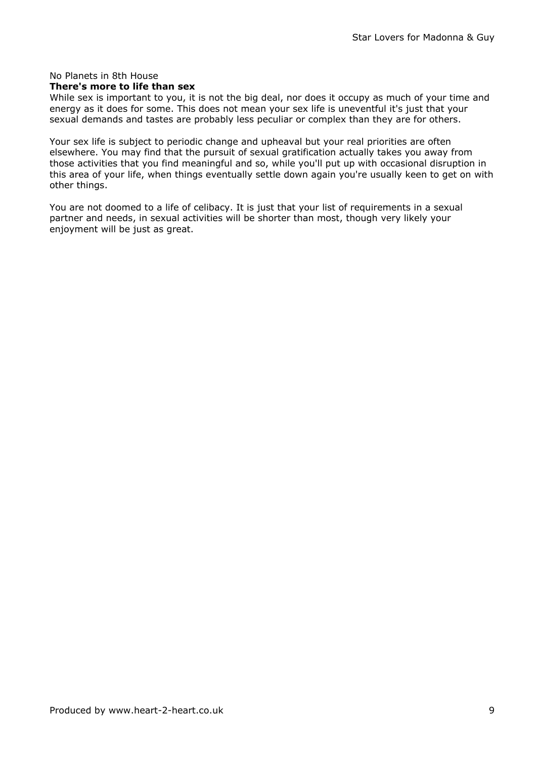No Planets in 8th House

**There's more to life than sex**

While sex is important to you, it is not the big deal, nor does it occupy as much of your time and energy as it does for some. This does not mean your sex life is uneventful it's just that your sexual demands and tastes are probably less peculiar or complex than they are for others.

Your sex life is subject to periodic change and upheaval but your real priorities are often elsewhere. You may find that the pursuit of sexual gratification actually takes you away from those activities that you find meaningful and so, while you'll put up with occasional disruption in this area of your life, when things eventually settle down again you're usually keen to get on with other things.

You are not doomed to a life of celibacy. It is just that your list of requirements in a sexual partner and needs, in sexual activities will be shorter than most, though very likely your enjoyment will be just as great.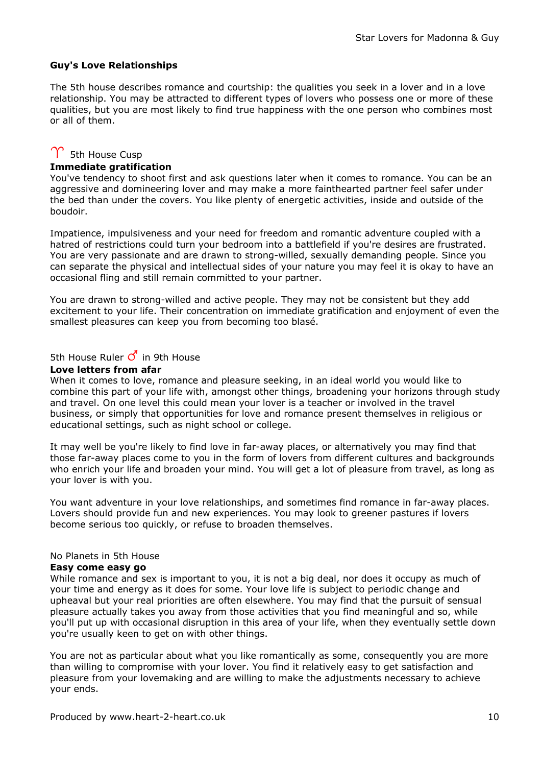## Guy's Love Relationships

The 5th house describes romance and courtship: the qualities you seek in a lover and in a love relationship. You may be attracted to different types of lovers who possess one or more of these qualities, but you are most likely to find true happiness with the one person who combines most or all of them.

♈ 5th House Cusp

**Immediate gratification**

You've tendency to shoot first and ask questions later when it comes to romance. You can be an aggressive and domineering lover and may make a more fainthearted partner feel safer under the bed than under the covers. You like plenty of energetic activities, inside and outside of the boudoir.

Impatience, impulsiveness and your need for freedom and romantic adventure coupled with a hatred of restrictions could turn your bedroom into a battlefield if you're desires are frustrated. You are very passionate and are drawn to strong-willed, sexually demanding people. Since you can separate the physical and intellectual sides of your nature you may feel it is okay to have an occasional fling and still remain committed to your partner.

You are drawn to strong-willed and active people. They may not be consistent but they add excitement to your life. Their concentration on immediate gratification and enjoyment of even the smallest pleasures can keep you from becoming too blasé.

5th House Ruler ♂ in 9th House

**Love letters from afar**

When it comes to love, romance and pleasure seeking, in an ideal world you would like to combine this part of your life with, amongst other things, broadening your horizons through study and travel. On one level this could mean your lover is a teacher or involved in the travel business, or simply that opportunities for love and romance present themselves in religious or educational settings, such as night school or college.

It may well be you're likely to find love in far-away places, or alternatively you may find that those far-away places come to you in the form of lovers from different cultures and backgrounds who enrich your life and broaden your mind. You will get a lot of pleasure from travel, as long as your lover is with you.

You want adventure in your love relationships, and sometimes find romance in far-away places. Lovers should provide fun and new experiences. You may look to greener pastures if lovers become serious too quickly, or refuse to broaden themselves.

No Planets in 5th House

**Easy come easy go**

While romance and sex is important to you, it is not a big deal, nor does it occupy as much of your time and energy as it does for some. Your love life is subject to periodic change and upheaval but your real priorities are often elsewhere. You may find that the pursuit of sensual pleasure actually takes you away from those activities that you find meaningful and so, while you'll put up with occasional disruption in this area of your life, when they eventually settle down you're usually keen to get on with other things.

You are not as particular about what you like romantically as some, consequently you are more than willing to compromise with your lover. You find it relatively easy to get satisfaction and pleasure from your lovemaking and are willing to make the adjustments necessary to achieve your ends.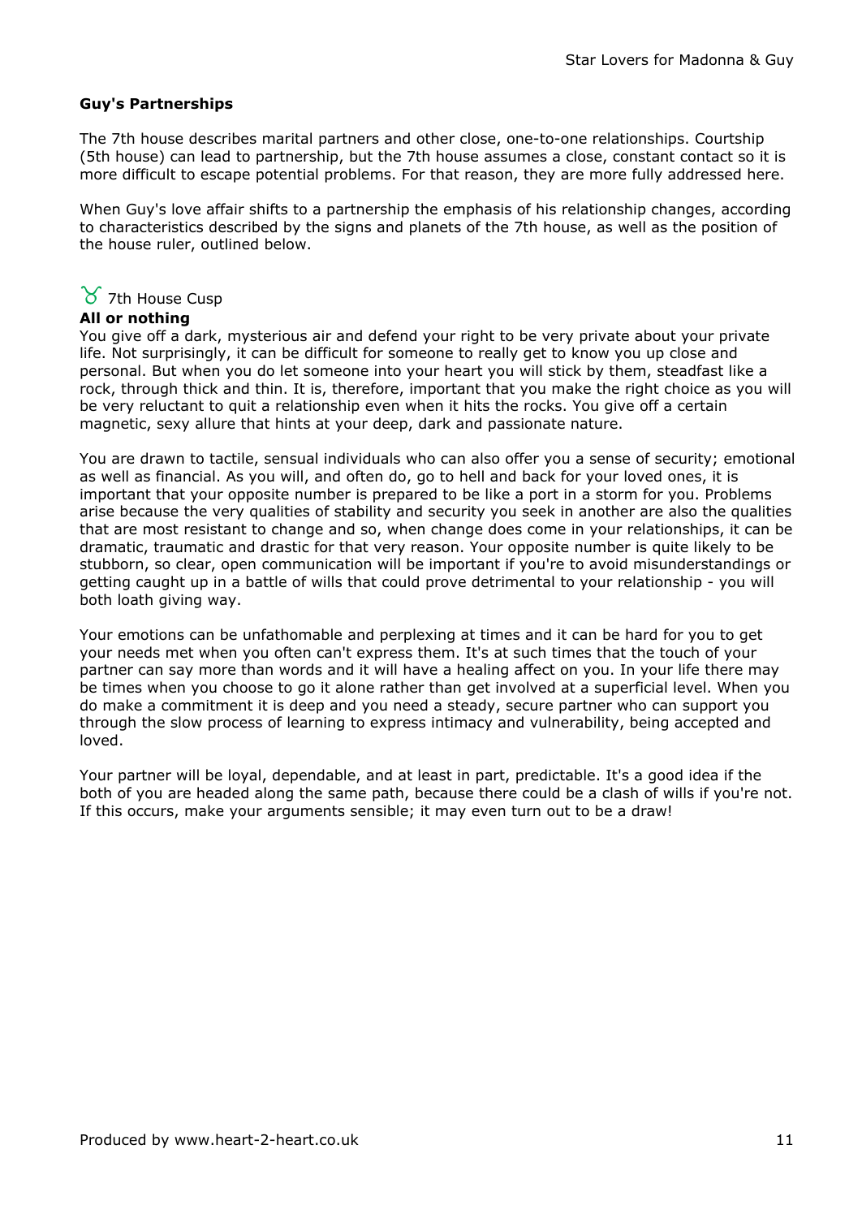## Guy's Partnerships

The 7th house describes marital partners and other close, one-to-one relationships. Courtship (5th house) can lead to partnership, but the 7th house assumes a close, constant contact so it is more difficult to escape potential problems. For that reason, they are more fully addressed here.

When Guy's love affair shifts to a partnership the emphasis of his relationship changes, according to characteristics described by the signs and planets of the 7th house, as well as the position of the house ruler, outlined below.

### ♉ 7th House Cusp

**All or nothing**

You give off a dark, mysterious air and defend your right to be very private about your private life. Not surprisingly, it can be difficult for someone to really get to know you up close and personal. But when you do let someone into your heart you will stick by them, steadfast like a rock, through thick and thin. It is, therefore, important that you make the right choice as you will be very reluctant to quit a relationship even when it hits the rocks. You give off a certain magnetic, sexy allure that hints at your deep, dark and passionate nature.

You are drawn to tactile, sensual individuals who can also offer you a sense of security; emotional as well as financial. As you will, and often do, go to hell and back for your loved ones, it is important that your opposite number is prepared to be like a port in a storm for you. Problems arise because the very qualities of stability and security you seek in another are also the qualities that are most resistant to change and so, when change does come in your relationships, it can be dramatic, traumatic and drastic for that very reason. Your opposite number is quite likely to be stubborn, so clear, open communication will be important if you're to avoid misunderstandings or getting caught up in a battle of wills that could prove detrimental to your relationship - you will both loath giving way.

Your emotions can be unfathomable and perplexing at times and it can be hard for you to get your needs met when you often can't express them. It's at such times that the touch of your partner can say more than words and it will have a healing affect on you. In your life there may be times when you choose to go it alone rather than get involved at a superficial level. When you do make a commitment it is deep and you need a steady, secure partner who can support you through the slow process of learning to express intimacy and vulnerability, being accepted and loved.

Your partner will be loyal, dependable, and at least in part, predictable. It's a good idea if the both of you are headed along the same path, because there could be a clash of wills if you're not. If this occurs, make your arguments sensible; it may even turn out to be a draw!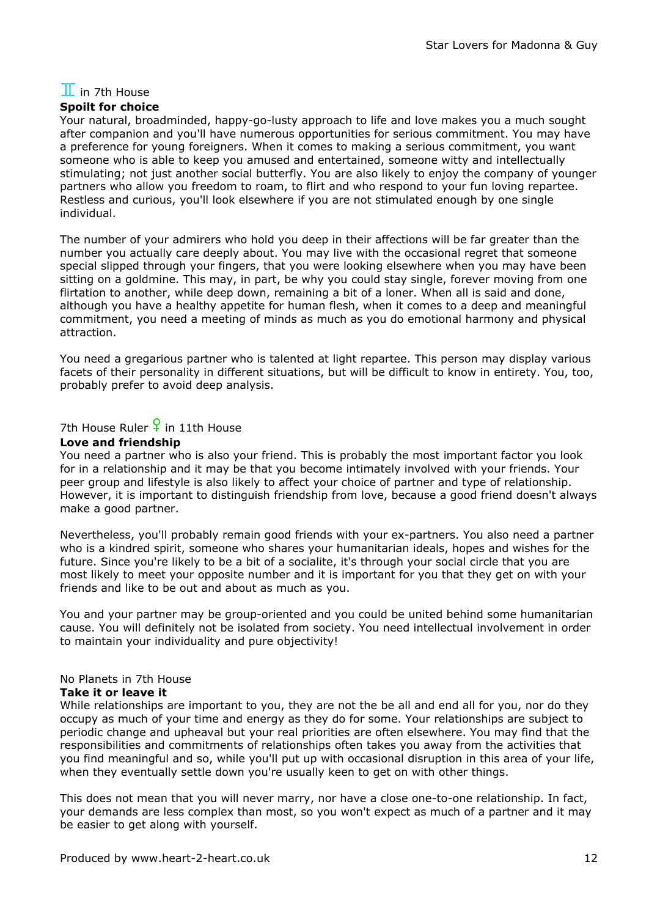♊ in 7th House

**Spoilt for choice**

Your natural, broadminded, happy-go-lusty approach to life and love makes you a much sought after companion and you'll have numerous opportunities for serious commitment. You may have a preference for young foreigners. When it comes to making a serious commitment, you want someone who is able to keep you amused and entertained, someone witty and intellectually stimulating; not just another social butterfly. You are also likely to enjoy the company of younger partners who allow you freedom to roam, to flirt and who respond to your fun loving repartee. Restless and curious, you'll look elsewhere if you are not stimulated enough by one single individual.

The number of your admirers who hold you deep in their affections will be far greater than the number you actually care deeply about. You may live with the occasional regret that someone special slipped through your fingers, that you were looking elsewhere when you may have been sitting on a goldmine. This may, in part, be why you could stay single, forever moving from one flirtation to another, while deep down, remaining a bit of a loner. When all is said and done, although you have a healthy appetite for human flesh, when it comes to a deep and meaningful commitment, you need a meeting of minds as much as you do emotional harmony and physical attraction.

You need a gregarious partner who is talented at light repartee. This person may display various facets of their personality in different situations, but will be difficult to know in entirety. You, too, probably prefer to avoid deep analysis.

7th House Ruler ♀ in 11th House

**Love and friendship**

You need a partner who is also your friend. This is probably the most important factor you look for in a relationship and it may be that you become intimately involved with your friends. Your peer group and lifestyle is also likely to affect your choice of partner and type of relationship. However, it is important to distinguish friendship from love, because a good friend doesn't always make a good partner.

Nevertheless, you'll probably remain good friends with your ex-partners. You also need a partner who is a kindred spirit, someone who shares your humanitarian ideals, hopes and wishes for the future. Since you're likely to be a bit of a socialite, it's through your social circle that you are most likely to meet your opposite number and it is important for you that they get on with your friends and like to be out and about as much as you.

You and your partner may be group-oriented and you could be united behind some humanitarian cause. You will definitely not be isolated from society. You need intellectual involvement in order to maintain your individuality and pure objectivity!

No Planets in 7th House

**Take it or leave it**

While relationships are important to you, they are not the be all and end all for you, nor do they occupy as much of your time and energy as they do for some. Your relationships are subject to periodic change and upheaval but your real priorities are often elsewhere. You may find that the responsibilities and commitments of relationships often takes you away from the activities that you find meaningful and so, while you'll put up with occasional disruption in this area of your life, when they eventually settle down you're usually keen to get on with other things.

This does not mean that you will never marry, nor have a close one-to-one relationship. In fact, your demands are less complex than most, so you won't expect as much of a partner and it may be easier to get along with yourself.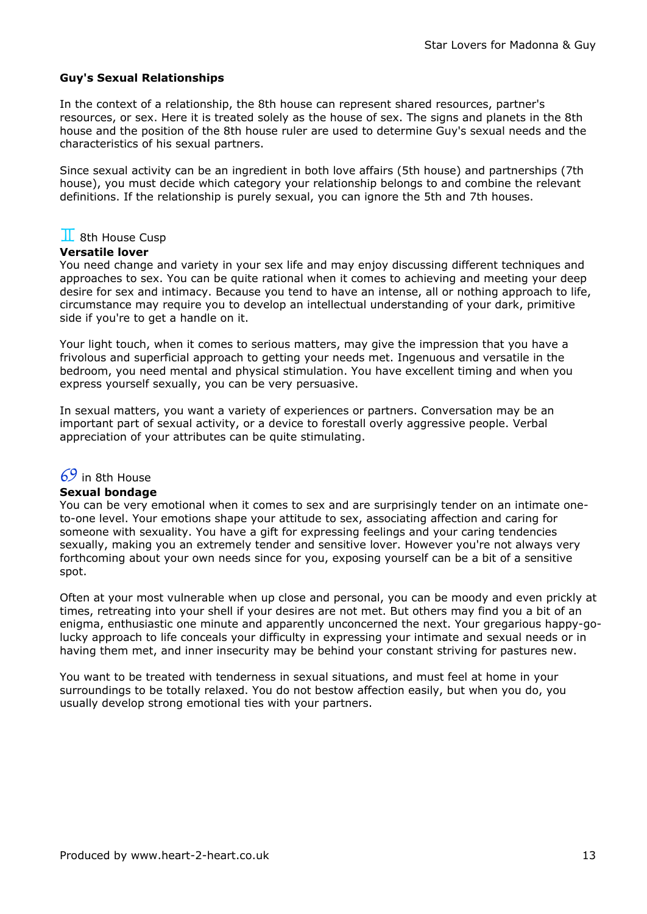### Guy's Sexual Relationships

In the context of a relationship, the 8th house can represent shared resources, partner's resources, or sex. Here it is treated solely as the house of sex. The signs and planets in the 8th house and the position of the 8th house ruler are used to determine Guy's sexual needs and the characteristics of his sexual partners.

Since sexual activity can be an ingredient in both love affairs (5th house) and partnerships (7th house), you must decide which category your relationship belongs to and combine the relevant definitions. If the relationship is purely sexual, you can ignore the 5th and 7th houses.

♊ 8th House Cusp

**Versatile lover**

You need change and variety in your sex life and may enjoy discussing different techniques and approaches to sex. You can be quite rational when it comes to achieving and meeting your deep desire for sex and intimacy. Because you tend to have an intense, all or nothing approach to life, circumstance may require you to develop an intellectual understanding of your dark, primitive side if you're to get a handle on it.

Your light touch, when it comes to serious matters, may give the impression that you have a frivolous and superficial approach to getting your needs met. Ingenuous and versatile in the bedroom, you need mental and physical stimulation. You have excellent timing and when you express yourself sexually, you can be very persuasive.

In sexual matters, you want a variety of experiences or partners. Conversation may be an important part of sexual activity, or a device to forestall overly aggressive people. Verbal appreciation of your attributes can be quite stimulating.

♋ in 8th House

**Sexual bondage**

You can be very emotional when it comes to sex and are surprisingly tender on an intimate one-to-one level. Your emotions shape your attitude to sex, associating affection and caring for someone with sexuality. You have a gift for expressing feelings and your caring tendencies sexually, making you an extremely tender and sensitive lover. However you're not always very forthcoming about your own needs since for you, exposing yourself can be a bit of a sensitive spot.

Often at your most vulnerable when up close and personal, you can be moody and even prickly at times, retreating into your shell if your desires are not met. But others may find you a bit of an enigma, enthusiastic one minute and apparently unconcerned the next. Your gregarious happy-go-lucky approach to life conceals your difficulty in expressing your intimate and sexual needs or in having them met, and inner insecurity may be behind your constant striving for pastures new.

You want to be treated with tenderness in sexual situations, and must feel at home in your surroundings to be totally relaxed. You do not bestow affection easily, but when you do, you usually develop strong emotional ties with your partners.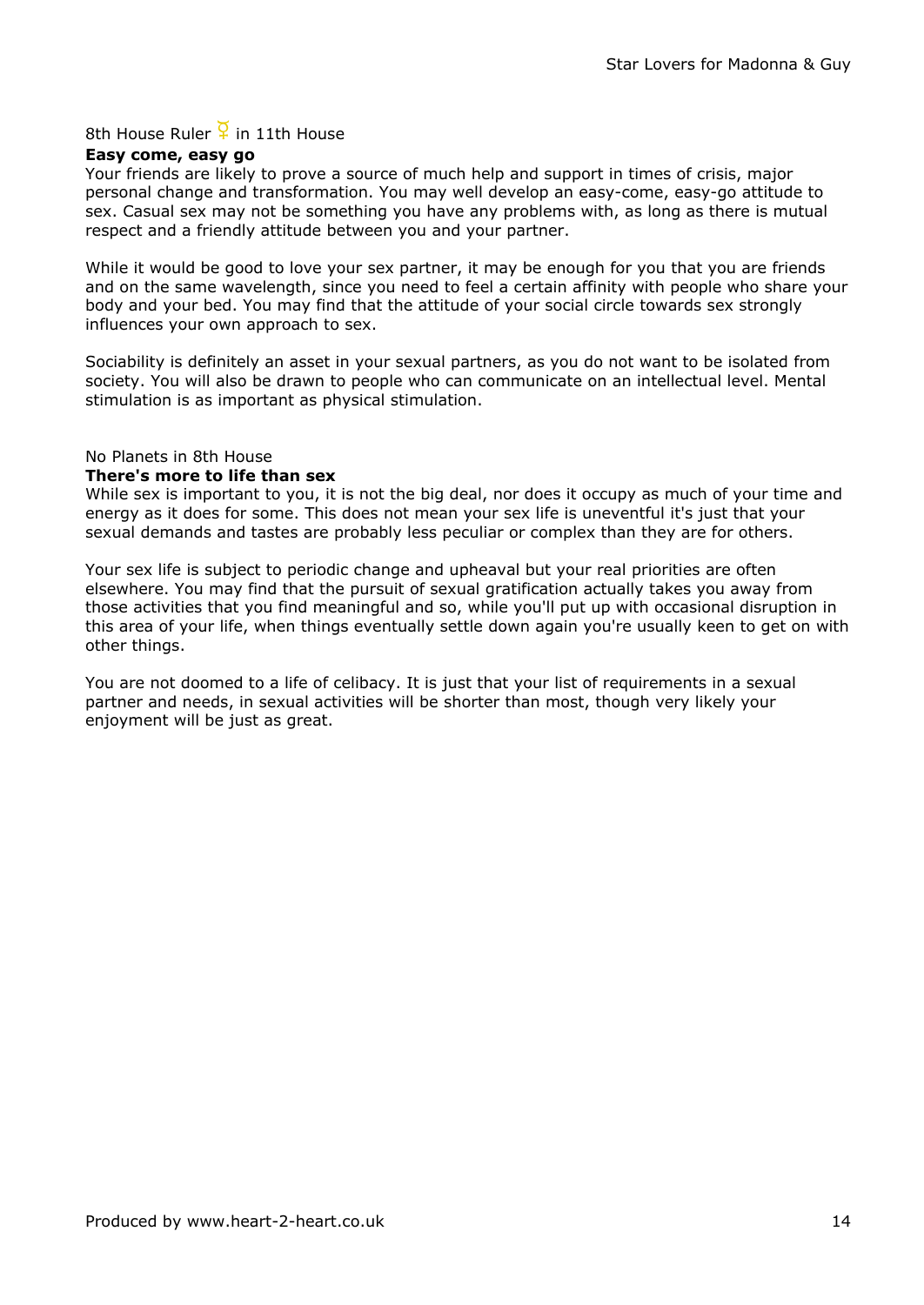### 8th House Ruler ☿ in 11th House

**Easy come, easy go**

Your friends are likely to prove a source of much help and support in times of crisis, major personal change and transformation. You may well develop an easy-come, easy-go attitude to sex. Casual sex may not be something you have any problems with, as long as there is mutual respect and a friendly attitude between you and your partner.

While it would be good to love your sex partner, it may be enough for you that you are friends and on the same wavelength, since you need to feel a certain affinity with people who share your body and your bed. You may find that the attitude of your social circle towards sex strongly influences your own approach to sex.

Sociability is definitely an asset in your sexual partners, as you do not want to be isolated from society. You will also be drawn to people who can communicate on an intellectual level. Mental stimulation is as important as physical stimulation.

### No Planets in 8th House

**There's more to life than sex**

While sex is important to you, it is not the big deal, nor does it occupy as much of your time and energy as it does for some. This does not mean your sex life is uneventful it's just that your sexual demands and tastes are probably less peculiar or complex than they are for others.

Your sex life is subject to periodic change and upheaval but your real priorities are often elsewhere. You may find that the pursuit of sexual gratification actually takes you away from those activities that you find meaningful and so, while you'll put up with occasional disruption in this area of your life, when things eventually settle down again you're usually keen to get on with other things.

You are not doomed to a life of celibacy. It is just that your list of requirements in a sexual partner and needs, in sexual activities will be shorter than most, though very likely your enjoyment will be just as great.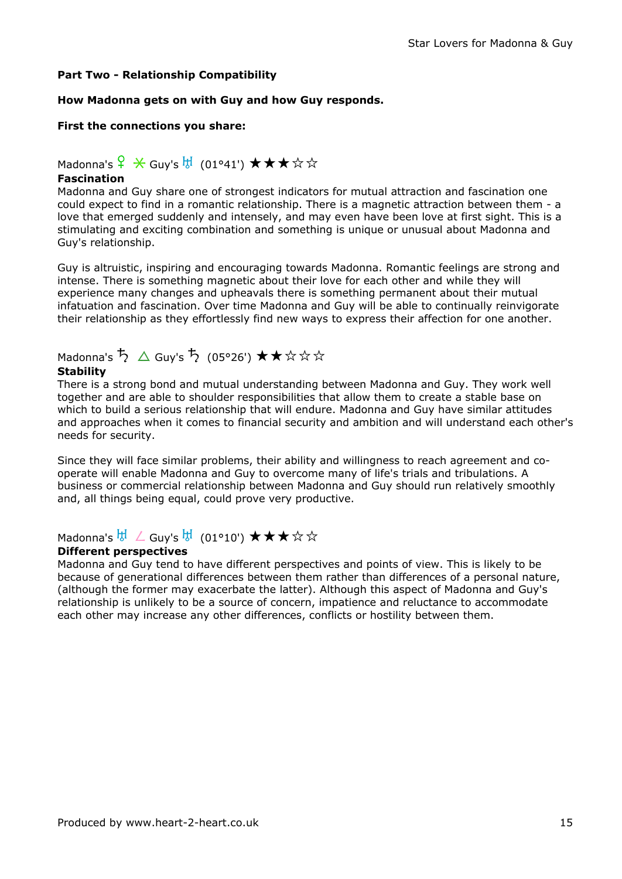**Part Two - Relationship Compatibility**

**How Madonna gets on with Guy and how Guy responds.**

**First the connections you share:**

Madonna's ♀ ⚹ Guy's ♅ (01°41') ★★★☆☆

**Fascination**

Madonna and Guy share one of strongest indicators for mutual attraction and fascination one could expect to find in a romantic relationship. There is a magnetic attraction between them - a love that emerged suddenly and intensely, and may even have been love at first sight. This is a stimulating and exciting combination and something is unique or unusual about Madonna and Guy's relationship.

Guy is altruistic, inspiring and encouraging towards Madonna. Romantic feelings are strong and intense. There is something magnetic about their love for each other and while they will experience many changes and upheavals there is something permanent about their mutual infatuation and fascination. Over time Madonna and Guy will be able to continually reinvigorate their relationship as they effortlessly find new ways to express their affection for one another.

Madonna's ♄ △ Guy's ♄ (05°26') ★★☆☆☆

**Stability**

There is a strong bond and mutual understanding between Madonna and Guy. They work well together and are able to shoulder responsibilities that allow them to create a stable base on which to build a serious relationship that will endure. Madonna and Guy have similar attitudes and approaches when it comes to financial security and ambition and will understand each other's needs for security.

Since they will face similar problems, their ability and willingness to reach agreement and co-operate will enable Madonna and Guy to overcome many of life's trials and tribulations. A business or commercial relationship between Madonna and Guy should run relatively smoothly and, all things being equal, could prove very productive.

Madonna's ♅ ∠ Guy's ♅ (01°10') ★★★☆☆

**Different perspectives**

Madonna and Guy tend to have different perspectives and points of view. This is likely to be because of generational differences between them rather than differences of a personal nature, (although the former may exacerbate the latter). Although this aspect of Madonna and Guy's relationship is unlikely to be a source of concern, impatience and reluctance to accommodate each other may increase any other differences, conflicts or hostility between them.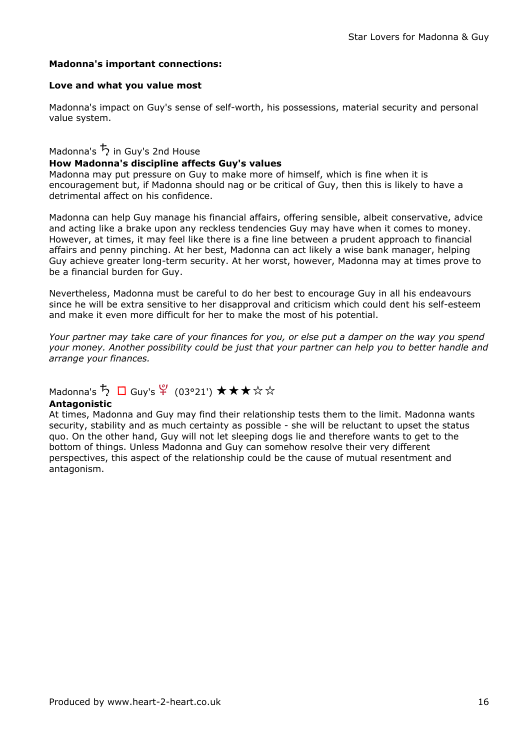**Madonna's important connections:**

**Love and what you value most**

Madonna's impact on Guy's sense of self-worth, his possessions, material security and personal value system.

Madonna's ♄ in Guy's 2nd House

**How Madonna's discipline affects Guy's values**

Madonna may put pressure on Guy to make more of himself, which is fine when it is encouragement but, if Madonna should nag or be critical of Guy, then this is likely to have a detrimental affect on his confidence.

Madonna can help Guy manage his financial affairs, offering sensible, albeit conservative, advice and acting like a brake upon any reckless tendencies Guy may have when it comes to money. However, at times, it may feel like there is a fine line between a prudent approach to financial affairs and penny pinching. At her best, Madonna can act likely a wise bank manager, helping Guy achieve greater long-term security. At her worst, however, Madonna may at times prove to be a financial burden for Guy.

Nevertheless, Madonna must be careful to do her best to encourage Guy in all his endeavours since he will be extra sensitive to her disapproval and criticism which could dent his self-esteem and make it even more difficult for her to make the most of his potential.

*Your partner may take care of your finances for you, or else put a damper on the way you spend your money. Another possibility could be just that your partner can help you to better handle and arrange your finances.*

Madonna's ♄ □ Guy's ♇ (03°21') ★★★☆☆

**Antagonistic**

At times, Madonna and Guy may find their relationship tests them to the limit. Madonna wants security, stability and as much certainty as possible - she will be reluctant to upset the status quo. On the other hand, Guy will not let sleeping dogs lie and therefore wants to get to the bottom of things. Unless Madonna and Guy can somehow resolve their very different perspectives, this aspect of the relationship could be the cause of mutual resentment and antagonism.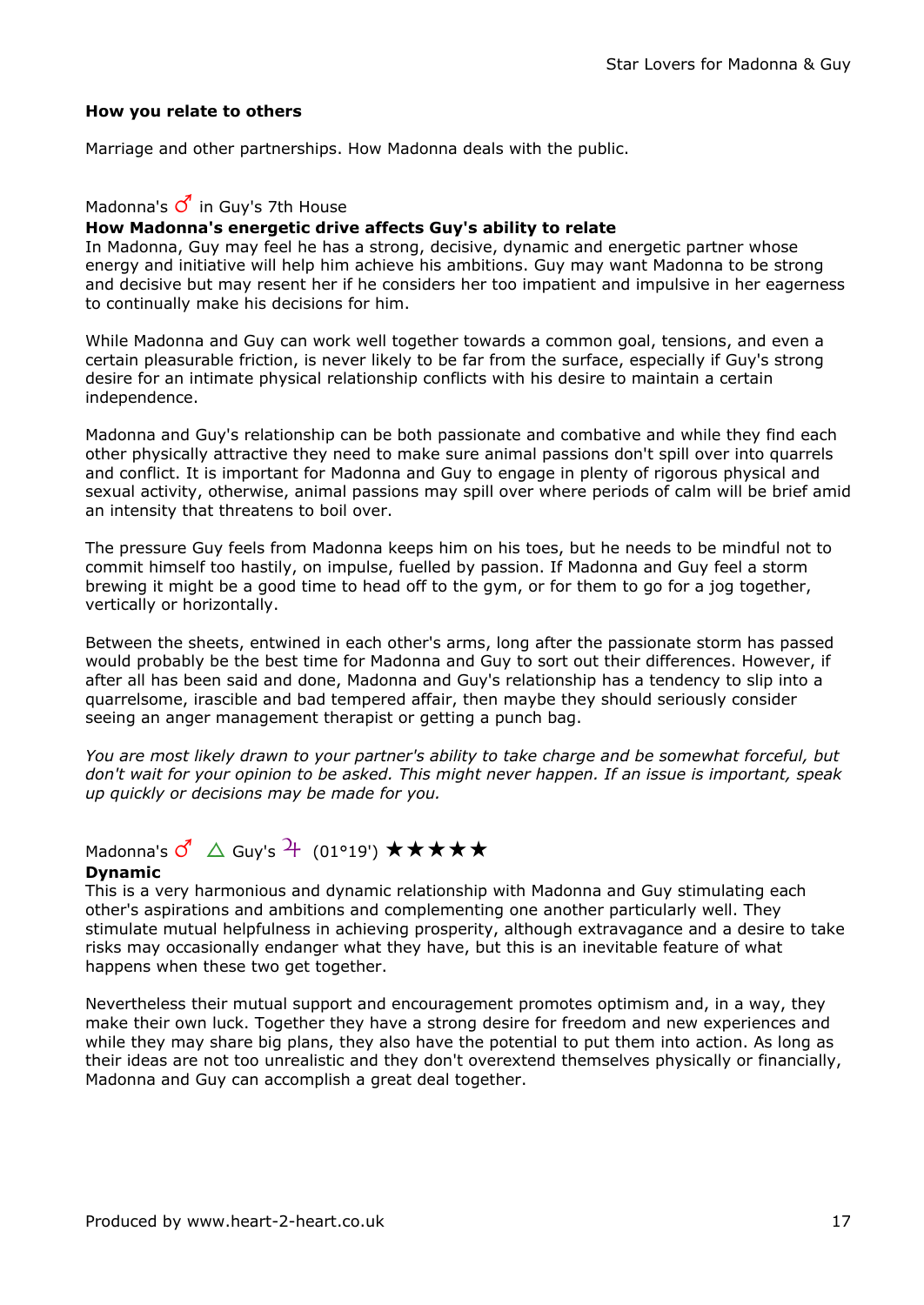### How you relate to others

Marriage and other partnerships. How Madonna deals with the public.

Madonna's ♂ in Guy's 7th House

**How Madonna's energetic drive affects Guy's ability to relate**

In Madonna, Guy may feel he has a strong, decisive, dynamic and energetic partner whose energy and initiative will help him achieve his ambitions. Guy may want Madonna to be strong and decisive but may resent her if he considers her too impatient and impulsive in her eagerness to continually make his decisions for him.

While Madonna and Guy can work well together towards a common goal, tensions, and even a certain pleasurable friction, is never likely to be far from the surface, especially if Guy's strong desire for an intimate physical relationship conflicts with his desire to maintain a certain independence.

Madonna and Guy's relationship can be both passionate and combative and while they find each other physically attractive they need to make sure animal passions don't spill over into quarrels and conflict. It is important for Madonna and Guy to engage in plenty of rigorous physical and sexual activity, otherwise, animal passions may spill over where periods of calm will be brief amid an intensity that threatens to boil over.

The pressure Guy feels from Madonna keeps him on his toes, but he needs to be mindful not to commit himself too hastily, on impulse, fuelled by passion. If Madonna and Guy feel a storm brewing it might be a good time to head off to the gym, or for them to go for a jog together, vertically or horizontally.

Between the sheets, entwined in each other's arms, long after the passionate storm has passed would probably be the best time for Madonna and Guy to sort out their differences. However, if after all has been said and done, Madonna and Guy's relationship has a tendency to slip into a quarrelsome, irascible and bad tempered affair, then maybe they should seriously consider seeing an anger management therapist or getting a punch bag.

*You are most likely drawn to your partner's ability to take charge and be somewhat forceful, but don't wait for your opinion to be asked. This might never happen. If an issue is important, speak up quickly or decisions may be made for you.*

Madonna's ♂ △ Guy's ♃ (01°19') ★★★★★

**Dynamic**

This is a very harmonious and dynamic relationship with Madonna and Guy stimulating each other's aspirations and ambitions and complementing one another particularly well. They stimulate mutual helpfulness in achieving prosperity, although extravagance and a desire to take risks may occasionally endanger what they have, but this is an inevitable feature of what happens when these two get together.

Nevertheless their mutual support and encouragement promotes optimism and, in a way, they make their own luck. Together they have a strong desire for freedom and new experiences and while they may share big plans, they also have the potential to put them into action. As long as their ideas are not too unrealistic and they don't overextend themselves physically or financially, Madonna and Guy can accomplish a great deal together.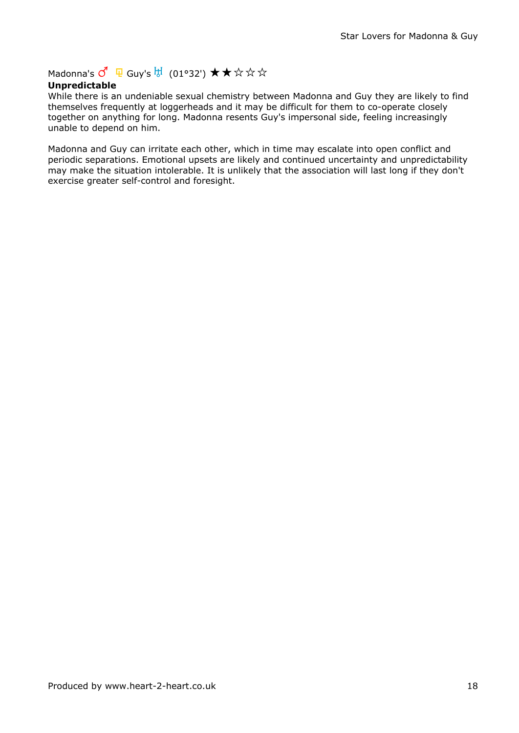Madonna's ♂ ♇ Guy's ♅ (01°32') ★★☆☆☆

**Unpredictable**

While there is an undeniable sexual chemistry between Madonna and Guy they are likely to find themselves frequently at loggerheads and it may be difficult for them to co-operate closely together on anything for long. Madonna resents Guy's impersonal side, feeling increasingly unable to depend on him.

Madonna and Guy can irritate each other, which in time may escalate into open conflict and periodic separations. Emotional upsets are likely and continued uncertainty and unpredictability may make the situation intolerable. It is unlikely that the association will last long if they don't exercise greater self-control and foresight.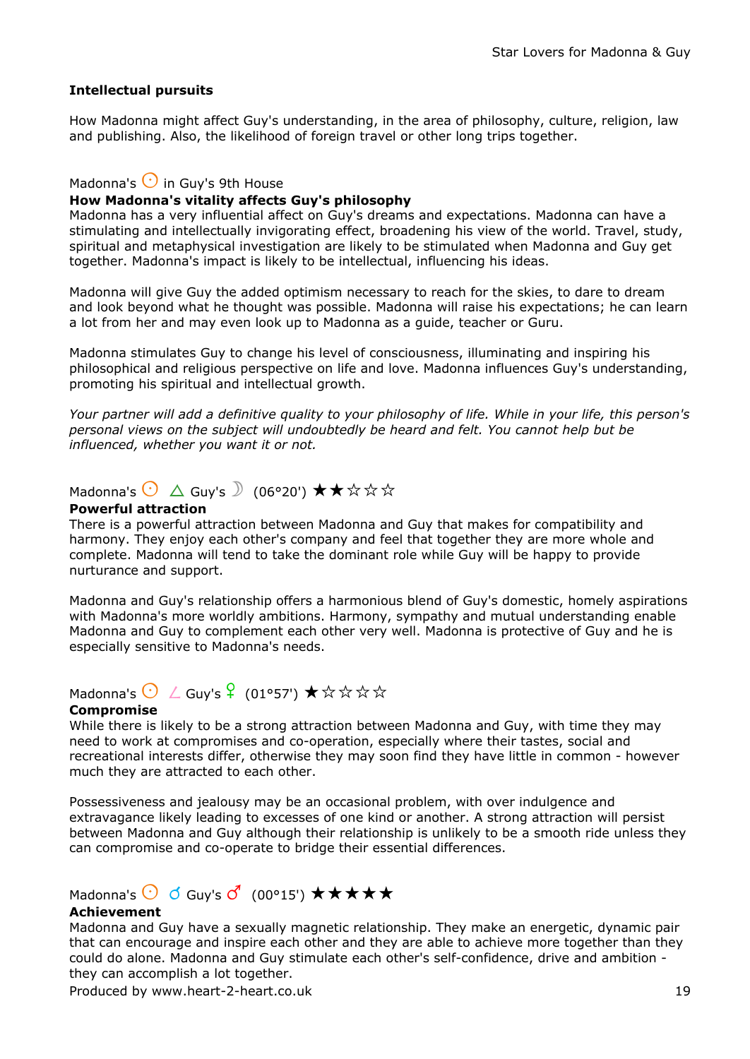**Intellectual pursuits**

How Madonna might affect Guy's understanding, in the area of philosophy, culture, religion, law and publishing. Also, the likelihood of foreign travel or other long trips together.

Madonna's ☉ in Guy's 9th House
**How Madonna's vitality affects Guy's philosophy**
Madonna has a very influential affect on Guy's dreams and expectations. Madonna can have a stimulating and intellectually invigorating effect, broadening his view of the world. Travel, study, spiritual and metaphysical investigation are likely to be stimulated when Madonna and Guy get together. Madonna's impact is likely to be intellectual, influencing his ideas.

Madonna will give Guy the added optimism necessary to reach for the skies, to dare to dream and look beyond what he thought was possible. Madonna will raise his expectations; he can learn a lot from her and may even look up to Madonna as a guide, teacher or Guru.

Madonna stimulates Guy to change his level of consciousness, illuminating and inspiring his philosophical and religious perspective on life and love. Madonna influences Guy's understanding, promoting his spiritual and intellectual growth.

*Your partner will add a definitive quality to your philosophy of life. While in your life, this person's personal views on the subject will undoubtedly be heard and felt. You cannot help but be influenced, whether you want it or not.*

Madonna's ☉ △ Guy's ☽ (06°20') ★★☆☆☆
**Powerful attraction**
There is a powerful attraction between Madonna and Guy that makes for compatibility and harmony. They enjoy each other's company and feel that together they are more whole and complete. Madonna will tend to take the dominant role while Guy will be happy to provide nurturance and support.

Madonna and Guy's relationship offers a harmonious blend of Guy's domestic, homely aspirations with Madonna's more worldly ambitions. Harmony, sympathy and mutual understanding enable Madonna and Guy to complement each other very well. Madonna is protective of Guy and he is especially sensitive to Madonna's needs.

Madonna's ☉ ∠ Guy's ♀ (01°57') ★☆☆☆☆
**Compromise**
While there is likely to be a strong attraction between Madonna and Guy, with time they may need to work at compromises and co-operation, especially where their tastes, social and recreational interests differ, otherwise they may soon find they have little in common - however much they are attracted to each other.

Possessiveness and jealousy may be an occasional problem, with over indulgence and extravagance likely leading to excesses of one kind or another. A strong attraction will persist between Madonna and Guy although their relationship is unlikely to be a smooth ride unless they can compromise and co-operate to bridge their essential differences.

Madonna's ☉ ☌ Guy's ♂ (00°15') ★★★★★
**Achievement**
Madonna and Guy have a sexually magnetic relationship. They make an energetic, dynamic pair that can encourage and inspire each other and they are able to achieve more together than they could do alone. Madonna and Guy stimulate each other's self-confidence, drive and ambition - they can accomplish a lot together.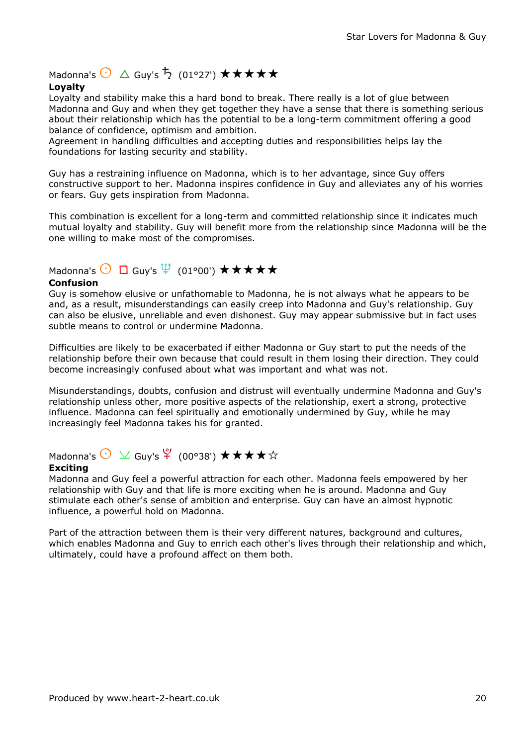Madonna's ☉ △ Guy's ♄ (01°27') ★★★★★

**Loyalty**

Loyalty and stability make this a hard bond to break. There really is a lot of glue between Madonna and Guy and when they get together they have a sense that there is something serious about their relationship which has the potential to be a long-term commitment offering a good balance of confidence, optimism and ambition.
Agreement in handling difficulties and accepting duties and responsibilities helps lay the foundations for lasting security and stability.

Guy has a restraining influence on Madonna, which is to her advantage, since Guy offers constructive support to her. Madonna inspires confidence in Guy and alleviates any of his worries or fears. Guy gets inspiration from Madonna.

This combination is excellent for a long-term and committed relationship since it indicates much mutual loyalty and stability. Guy will benefit more from the relationship since Madonna will be the one willing to make most of the compromises.

Madonna's ☉ □ Guy's ♆ (01°00') ★★★★★

**Confusion**

Guy is somehow elusive or unfathomable to Madonna, he is not always what he appears to be and, as a result, misunderstandings can easily creep into Madonna and Guy's relationship. Guy can also be elusive, unreliable and even dishonest. Guy may appear submissive but in fact uses subtle means to control or undermine Madonna.

Difficulties are likely to be exacerbated if either Madonna or Guy start to put the needs of the relationship before their own because that could result in them losing their direction. They could become increasingly confused about what was important and what was not.

Misunderstandings, doubts, confusion and distrust will eventually undermine Madonna and Guy's relationship unless other, more positive aspects of the relationship, exert a strong, protective influence. Madonna can feel spiritually and emotionally undermined by Guy, while he may increasingly feel Madonna takes his for granted.

Madonna's ☉ ⊻ Guy's ♇ (00°38') ★★★★☆

**Exciting**

Madonna and Guy feel a powerful attraction for each other. Madonna feels empowered by her relationship with Guy and that life is more exciting when he is around. Madonna and Guy stimulate each other's sense of ambition and enterprise. Guy can have an almost hypnotic influence, a powerful hold on Madonna.

Part of the attraction between them is their very different natures, background and cultures, which enables Madonna and Guy to enrich each other's lives through their relationship and which, ultimately, could have a profound affect on them both.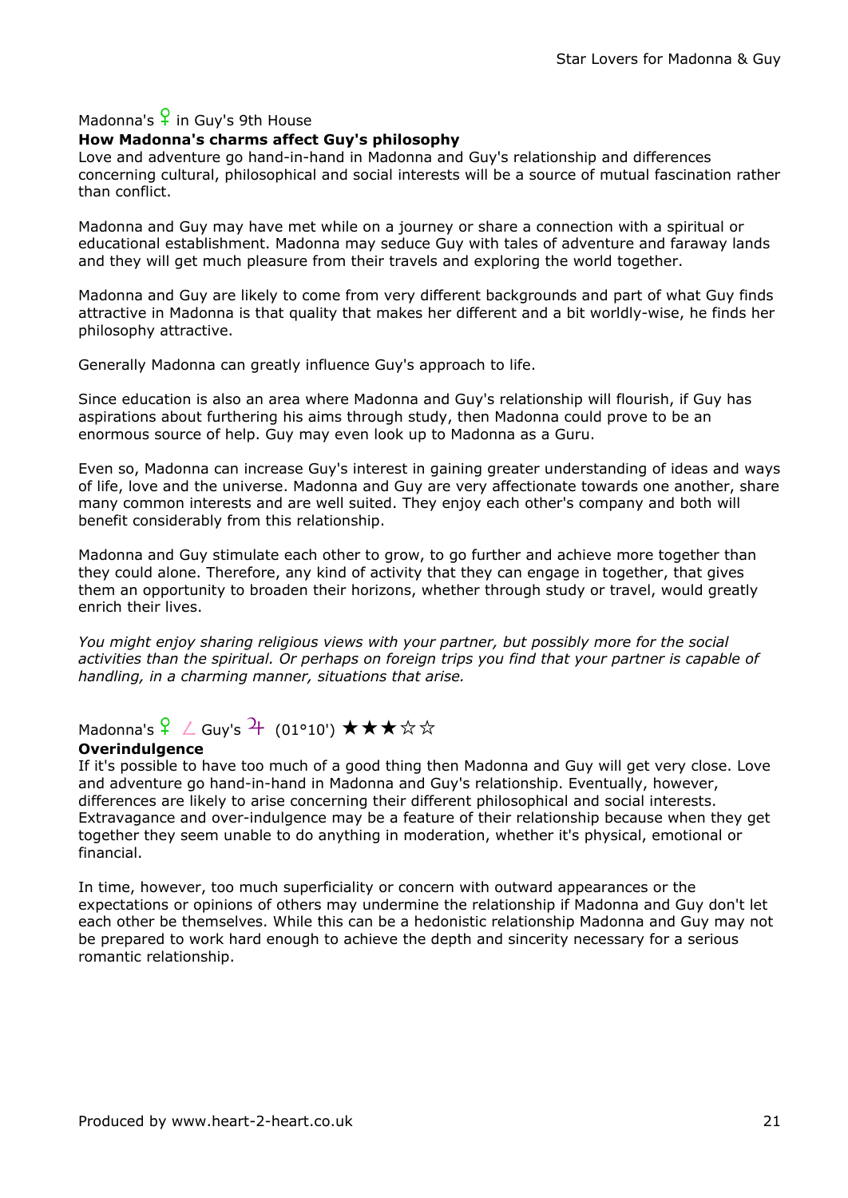Madonna's ♀ in Guy's 9th House

**How Madonna's charms affect Guy's philosophy**

Love and adventure go hand-in-hand in Madonna and Guy's relationship and differences concerning cultural, philosophical and social interests will be a source of mutual fascination rather than conflict.

Madonna and Guy may have met while on a journey or share a connection with a spiritual or educational establishment. Madonna may seduce Guy with tales of adventure and faraway lands and they will get much pleasure from their travels and exploring the world together.

Madonna and Guy are likely to come from very different backgrounds and part of what Guy finds attractive in Madonna is that quality that makes her different and a bit worldly-wise, he finds her philosophy attractive.

Generally Madonna can greatly influence Guy's approach to life.

Since education is also an area where Madonna and Guy's relationship will flourish, if Guy has aspirations about furthering his aims through study, then Madonna could prove to be an enormous source of help. Guy may even look up to Madonna as a Guru.

Even so, Madonna can increase Guy's interest in gaining greater understanding of ideas and ways of life, love and the universe. Madonna and Guy are very affectionate towards one another, share many common interests and are well suited. They enjoy each other's company and both will benefit considerably from this relationship.

Madonna and Guy stimulate each other to grow, to go further and achieve more together than they could alone. Therefore, any kind of activity that they can engage in together, that gives them an opportunity to broaden their horizons, whether through study or travel, would greatly enrich their lives.

*You might enjoy sharing religious views with your partner, but possibly more for the social activities than the spiritual. Or perhaps on foreign trips you find that your partner is capable of handling, in a charming manner, situations that arise.*

Madonna's ♀ ∠ Guy's ♃ (01°10') ★★★☆☆

**Overindulgence**

If it's possible to have too much of a good thing then Madonna and Guy will get very close. Love and adventure go hand-in-hand in Madonna and Guy's relationship. Eventually, however, differences are likely to arise concerning their different philosophical and social interests. Extravagance and over-indulgence may be a feature of their relationship because when they get together they seem unable to do anything in moderation, whether it's physical, emotional or financial.

In time, however, too much superficiality or concern with outward appearances or the expectations or opinions of others may undermine the relationship if Madonna and Guy don't let each other be themselves. While this can be a hedonistic relationship Madonna and Guy may not be prepared to work hard enough to achieve the depth and sincerity necessary for a serious romantic relationship.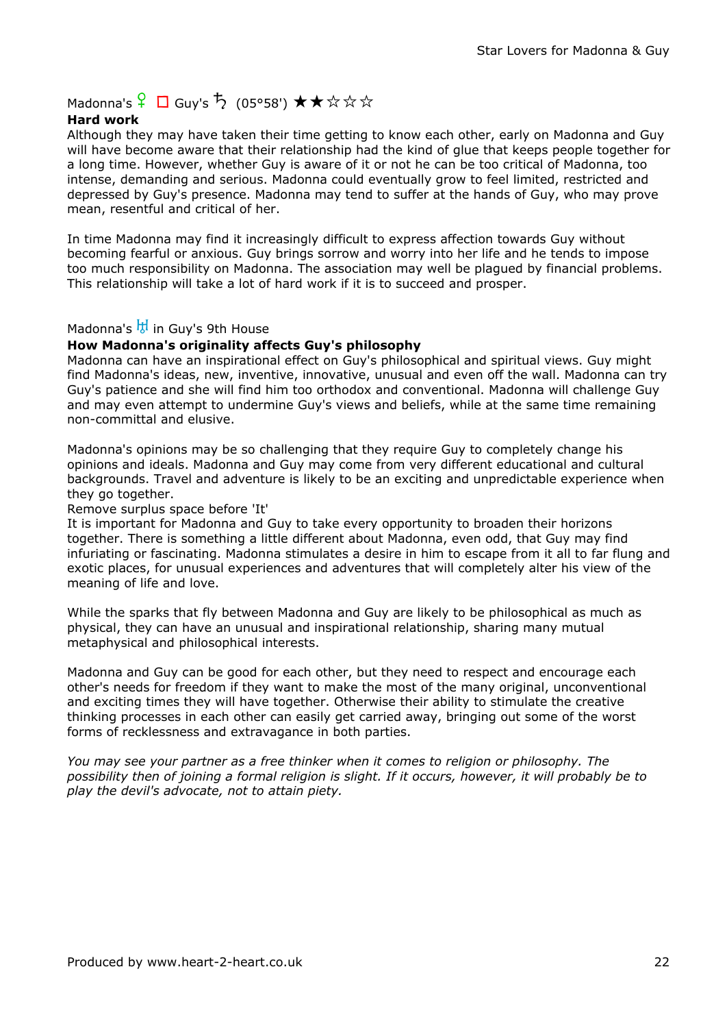Madonna's ♀ □ Guy's ♄ (05°58') ★★☆☆☆

**Hard work**

Although they may have taken their time getting to know each other, early on Madonna and Guy will have become aware that their relationship had the kind of glue that keeps people together for a long time. However, whether Guy is aware of it or not he can be too critical of Madonna, too intense, demanding and serious. Madonna could eventually grow to feel limited, restricted and depressed by Guy's presence. Madonna may tend to suffer at the hands of Guy, who may prove mean, resentful and critical of her.

In time Madonna may find it increasingly difficult to express affection towards Guy without becoming fearful or anxious. Guy brings sorrow and worry into her life and he tends to impose too much responsibility on Madonna. The association may well be plagued by financial problems. This relationship will take a lot of hard work if it is to succeed and prosper.

Madonna's ♅ in Guy's 9th House

**How Madonna's originality affects Guy's philosophy**

Madonna can have an inspirational effect on Guy's philosophical and spiritual views. Guy might find Madonna's ideas, new, inventive, innovative, unusual and even off the wall. Madonna can try Guy's patience and she will find him too orthodox and conventional. Madonna will challenge Guy and may even attempt to undermine Guy's views and beliefs, while at the same time remaining non-committal and elusive.

Madonna's opinions may be so challenging that they require Guy to completely change his opinions and ideals. Madonna and Guy may come from very different educational and cultural backgrounds. Travel and adventure is likely to be an exciting and unpredictable experience when they go together.
Remove surplus space before 'It'
It is important for Madonna and Guy to take every opportunity to broaden their horizons together. There is something a little different about Madonna, even odd, that Guy may find infuriating or fascinating. Madonna stimulates a desire in him to escape from it all to far flung and exotic places, for unusual experiences and adventures that will completely alter his view of the meaning of life and love.

While the sparks that fly between Madonna and Guy are likely to be philosophical as much as physical, they can have an unusual and inspirational relationship, sharing many mutual metaphysical and philosophical interests.

Madonna and Guy can be good for each other, but they need to respect and encourage each other's needs for freedom if they want to make the most of the many original, unconventional and exciting times they will have together. Otherwise their ability to stimulate the creative thinking processes in each other can easily get carried away, bringing out some of the worst forms of recklessness and extravagance in both parties.

*You may see your partner as a free thinker when it comes to religion or philosophy. The possibility then of joining a formal religion is slight. If it occurs, however, it will probably be to play the devil's advocate, not to attain piety.*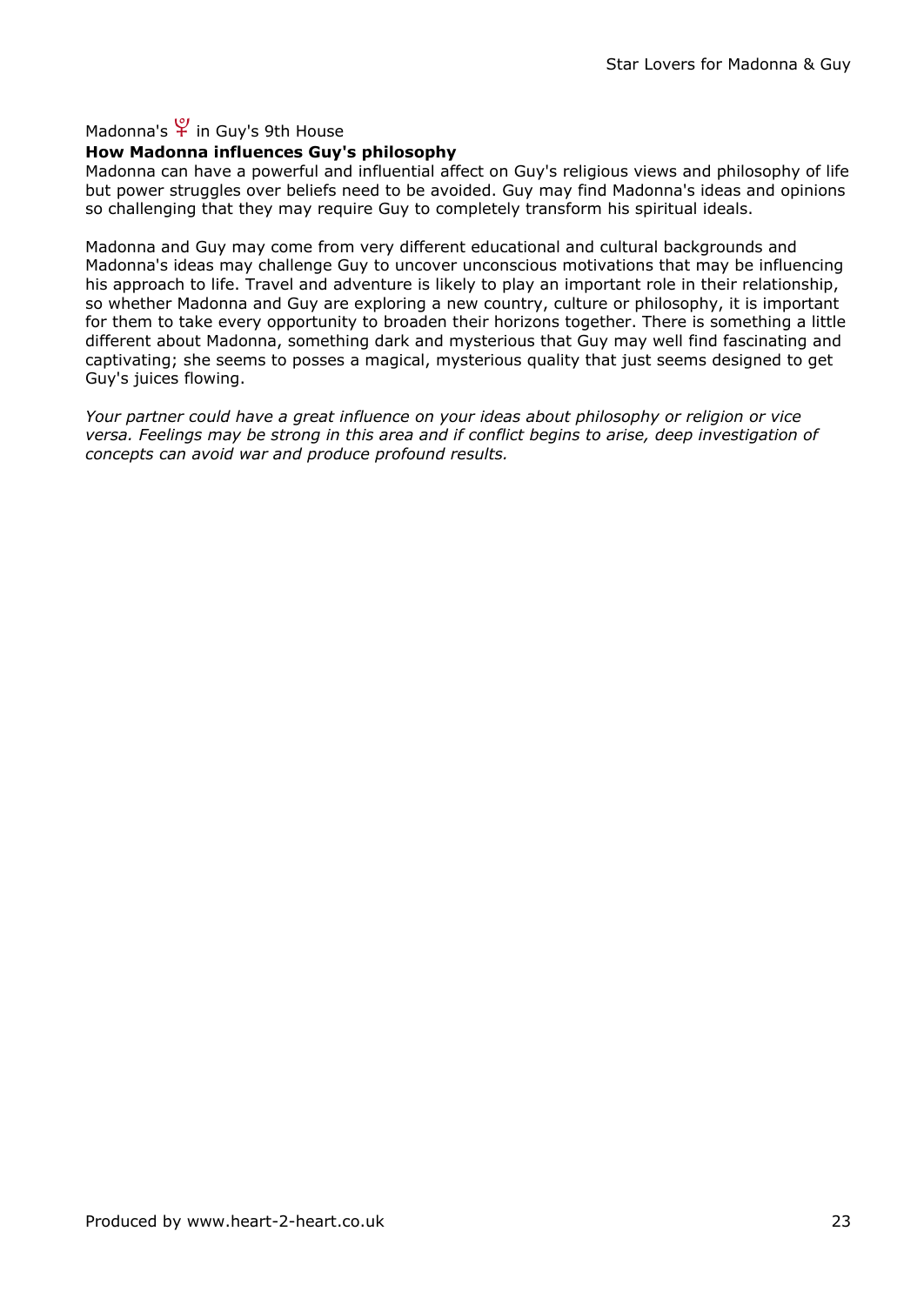Madonna's ♇ in Guy's 9th House

**How Madonna influences Guy's philosophy**

Madonna can have a powerful and influential affect on Guy's religious views and philosophy of life but power struggles over beliefs need to be avoided. Guy may find Madonna's ideas and opinions so challenging that they may require Guy to completely transform his spiritual ideals.

Madonna and Guy may come from very different educational and cultural backgrounds and Madonna's ideas may challenge Guy to uncover unconscious motivations that may be influencing his approach to life. Travel and adventure is likely to play an important role in their relationship, so whether Madonna and Guy are exploring a new country, culture or philosophy, it is important for them to take every opportunity to broaden their horizons together. There is something a little different about Madonna, something dark and mysterious that Guy may well find fascinating and captivating; she seems to posses a magical, mysterious quality that just seems designed to get Guy's juices flowing.

*Your partner could have a great influence on your ideas about philosophy or religion or vice versa. Feelings may be strong in this area and if conflict begins to arise, deep investigation of concepts can avoid war and produce profound results.*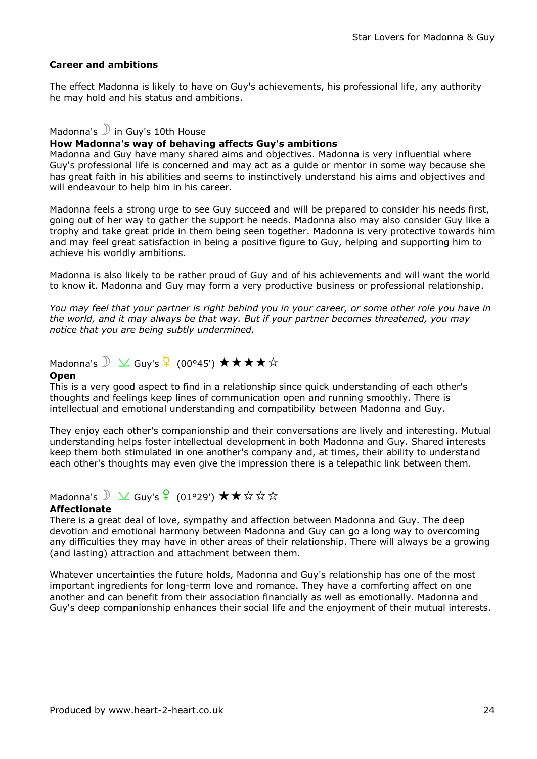### Career and ambitions

The effect Madonna is likely to have on Guy's achievements, his professional life, any authority he may hold and his status and ambitions.

Madonna's ☽ in Guy's 10th House

**How Madonna's way of behaving affects Guy's ambitions**

Madonna and Guy have many shared aims and objectives. Madonna is very influential where Guy's professional life is concerned and may act as a guide or mentor in some way because she has great faith in his abilities and seems to instinctively understand his aims and objectives and will endeavour to help him in his career.

Madonna feels a strong urge to see Guy succeed and will be prepared to consider his needs first, going out of her way to gather the support he needs. Madonna also may also consider Guy like a trophy and take great pride in them being seen together. Madonna is very protective towards him and may feel great satisfaction in being a positive figure to Guy, helping and supporting him to achieve his worldly ambitions.

Madonna is also likely to be rather proud of Guy and of his achievements and will want the world to know it. Madonna and Guy may form a very productive business or professional relationship.

*You may feel that your partner is right behind you in your career, or some other role you have in the world, and it may always be that way. But if your partner becomes threatened, you may notice that you are being subtly undermined.*

Madonna's ☽ ⊻ Guy's ☿ (00°45') ★★★★☆

**Open**

This is a very good aspect to find in a relationship since quick understanding of each other's thoughts and feelings keep lines of communication open and running smoothly. There is intellectual and emotional understanding and compatibility between Madonna and Guy.

They enjoy each other's companionship and their conversations are lively and interesting. Mutual understanding helps foster intellectual development in both Madonna and Guy. Shared interests keep them both stimulated in one another's company and, at times, their ability to understand each other's thoughts may even give the impression there is a telepathic link between them.

Madonna's ☽ ⊻ Guy's ♀ (01°29') ★★☆☆☆

**Affectionate**

There is a great deal of love, sympathy and affection between Madonna and Guy. The deep devotion and emotional harmony between Madonna and Guy can go a long way to overcoming any difficulties they may have in other areas of their relationship. There will always be a growing (and lasting) attraction and attachment between them.

Whatever uncertainties the future holds, Madonna and Guy's relationship has one of the most important ingredients for long-term love and romance. They have a comforting affect on one another and can benefit from their association financially as well as emotionally. Madonna and Guy's deep companionship enhances their social life and the enjoyment of their mutual interests.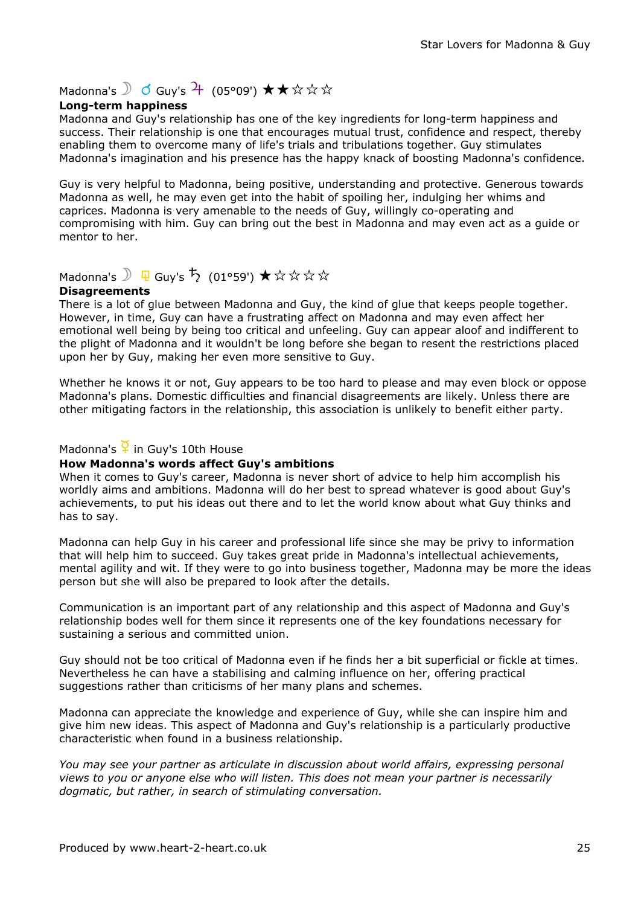Madonna's ☽ ☌ Guy's ♃ (05°09') ★★☆☆☆

**Long-term happiness**

Madonna and Guy's relationship has one of the key ingredients for long-term happiness and success. Their relationship is one that encourages mutual trust, confidence and respect, thereby enabling them to overcome many of life's trials and tribulations together. Guy stimulates Madonna's imagination and his presence has the happy knack of boosting Madonna's confidence.

Guy is very helpful to Madonna, being positive, understanding and protective. Generous towards Madonna as well, he may even get into the habit of spoiling her, indulging her whims and caprices. Madonna is very amenable to the needs of Guy, willingly co-operating and compromising with him. Guy can bring out the best in Madonna and may even act as a guide or mentor to her.

Madonna's ☽ ☐ Guy's ♄ (01°59') ★☆☆☆☆

**Disagreements**

There is a lot of glue between Madonna and Guy, the kind of glue that keeps people together. However, in time, Guy can have a frustrating affect on Madonna and may even affect her emotional well being by being too critical and unfeeling. Guy can appear aloof and indifferent to the plight of Madonna and it wouldn't be long before she began to resent the restrictions placed upon her by Guy, making her even more sensitive to Guy.

Whether he knows it or not, Guy appears to be too hard to please and may even block or oppose Madonna's plans. Domestic difficulties and financial disagreements are likely. Unless there are other mitigating factors in the relationship, this association is unlikely to benefit either party.

Madonna's ☿ in Guy's 10th House

**How Madonna's words affect Guy's ambitions**

When it comes to Guy's career, Madonna is never short of advice to help him accomplish his worldly aims and ambitions. Madonna will do her best to spread whatever is good about Guy's achievements, to put his ideas out there and to let the world know about what Guy thinks and has to say.

Madonna can help Guy in his career and professional life since she may be privy to information that will help him to succeed. Guy takes great pride in Madonna's intellectual achievements, mental agility and wit. If they were to go into business together, Madonna may be more the ideas person but she will also be prepared to look after the details.

Communication is an important part of any relationship and this aspect of Madonna and Guy's relationship bodes well for them since it represents one of the key foundations necessary for sustaining a serious and committed union.

Guy should not be too critical of Madonna even if he finds her a bit superficial or fickle at times. Nevertheless he can have a stabilising and calming influence on her, offering practical suggestions rather than criticisms of her many plans and schemes.

Madonna can appreciate the knowledge and experience of Guy, while she can inspire him and give him new ideas. This aspect of Madonna and Guy's relationship is a particularly productive characteristic when found in a business relationship.

*You may see your partner as articulate in discussion about world affairs, expressing personal views to you or anyone else who will listen. This does not mean your partner is necessarily dogmatic, but rather, in search of stimulating conversation.*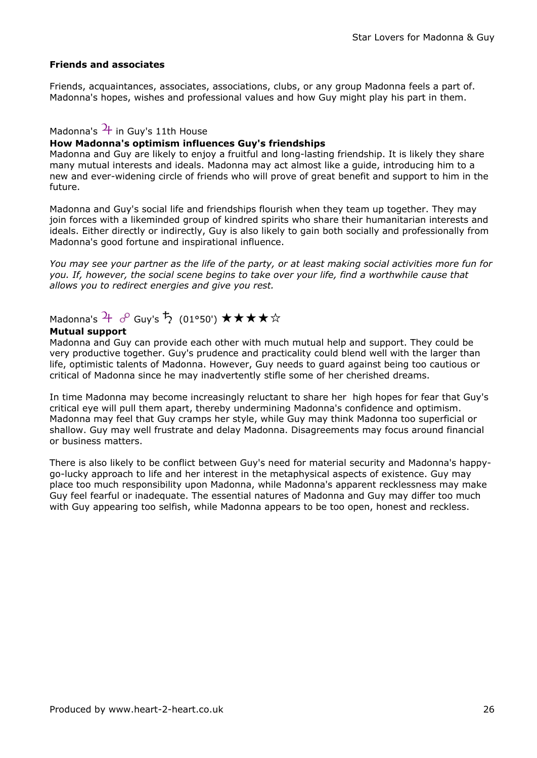**Friends and associates**

Friends, acquaintances, associates, associations, clubs, or any group Madonna feels a part of. Madonna's hopes, wishes and professional values and how Guy might play his part in them.

Madonna's ♃ in Guy's 11th House

**How Madonna's optimism influences Guy's friendships**

Madonna and Guy are likely to enjoy a fruitful and long-lasting friendship. It is likely they share many mutual interests and ideals. Madonna may act almost like a guide, introducing him to a new and ever-widening circle of friends who will prove of great benefit and support to him in the future.

Madonna and Guy's social life and friendships flourish when they team up together. They may join forces with a likeminded group of kindred spirits who share their humanitarian interests and ideals. Either directly or indirectly, Guy is also likely to gain both socially and professionally from Madonna's good fortune and inspirational influence.

*You may see your partner as the life of the party, or at least making social activities more fun for you. If, however, the social scene begins to take over your life, find a worthwhile cause that allows you to redirect energies and give you rest.*

Madonna's ♃ ☍ Guy's ♄ (01°50') ★★★★☆

**Mutual support**

Madonna and Guy can provide each other with much mutual help and support. They could be very productive together. Guy's prudence and practicality could blend well with the larger than life, optimistic talents of Madonna. However, Guy needs to guard against being too cautious or critical of Madonna since he may inadvertently stifle some of her cherished dreams.

In time Madonna may become increasingly reluctant to share her high hopes for fear that Guy's critical eye will pull them apart, thereby undermining Madonna's confidence and optimism. Madonna may feel that Guy cramps her style, while Guy may think Madonna too superficial or shallow. Guy may well frustrate and delay Madonna. Disagreements may focus around financial or business matters.

There is also likely to be conflict between Guy's need for material security and Madonna's happy-go-lucky approach to life and her interest in the metaphysical aspects of existence. Guy may place too much responsibility upon Madonna, while Madonna's apparent recklessness may make Guy feel fearful or inadequate. The essential natures of Madonna and Guy may differ too much with Guy appearing too selfish, while Madonna appears to be too open, honest and reckless.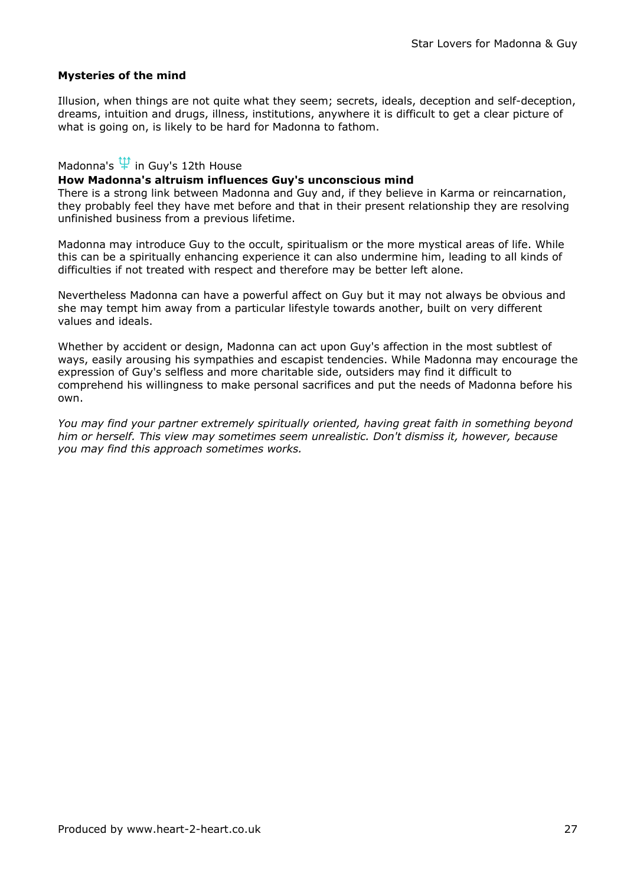**Mysteries of the mind**

Illusion, when things are not quite what they seem; secrets, ideals, deception and self-deception, dreams, intuition and drugs, illness, institutions, anywhere it is difficult to get a clear picture of what is going on, is likely to be hard for Madonna to fathom.

Madonna's ♆ in Guy's 12th House

**How Madonna's altruism influences Guy's unconscious mind**

There is a strong link between Madonna and Guy and, if they believe in Karma or reincarnation, they probably feel they have met before and that in their present relationship they are resolving unfinished business from a previous lifetime.

Madonna may introduce Guy to the occult, spiritualism or the more mystical areas of life. While this can be a spiritually enhancing experience it can also undermine him, leading to all kinds of difficulties if not treated with respect and therefore may be better left alone.

Nevertheless Madonna can have a powerful affect on Guy but it may not always be obvious and she may tempt him away from a particular lifestyle towards another, built on very different values and ideals.

Whether by accident or design, Madonna can act upon Guy's affection in the most subtlest of ways, easily arousing his sympathies and escapist tendencies. While Madonna may encourage the expression of Guy's selfless and more charitable side, outsiders may find it difficult to comprehend his willingness to make personal sacrifices and put the needs of Madonna before his own.

*You may find your partner extremely spiritually oriented, having great faith in something beyond him or herself. This view may sometimes seem unrealistic. Don't dismiss it, however, because you may find this approach sometimes works.*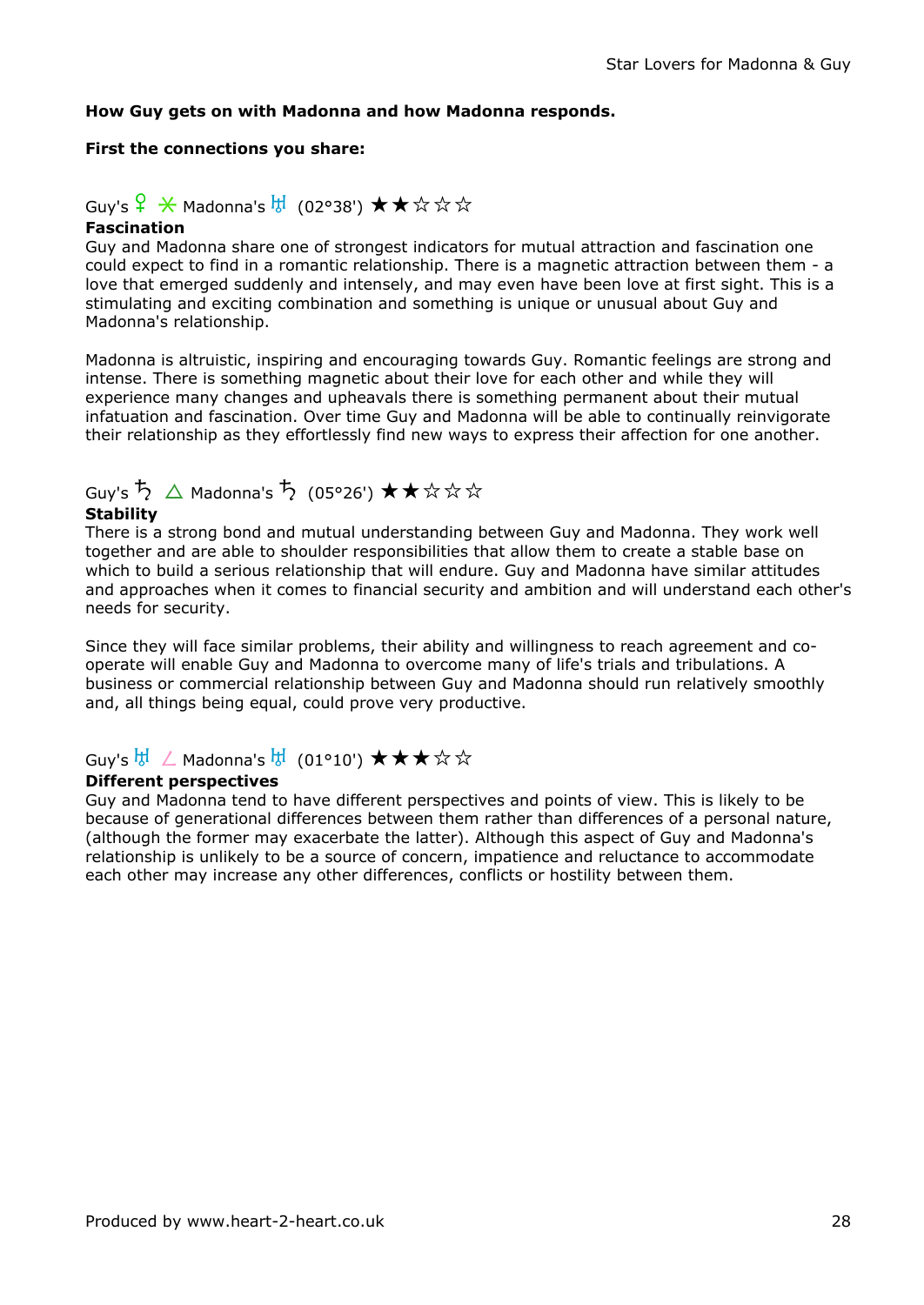**How Guy gets on with Madonna and how Madonna responds.**

**First the connections you share:**

Guy's ♀ ⚹ Madonna's ♅ (02°38') ★★☆☆☆

**Fascination**

Guy and Madonna share one of strongest indicators for mutual attraction and fascination one could expect to find in a romantic relationship. There is a magnetic attraction between them - a love that emerged suddenly and intensely, and may even have been love at first sight. This is a stimulating and exciting combination and something is unique or unusual about Guy and Madonna's relationship.

Madonna is altruistic, inspiring and encouraging towards Guy. Romantic feelings are strong and intense. There is something magnetic about their love for each other and while they will experience many changes and upheavals there is something permanent about their mutual infatuation and fascination. Over time Guy and Madonna will be able to continually reinvigorate their relationship as they effortlessly find new ways to express their affection for one another.

Guy's ♄ △ Madonna's ♄ (05°26') ★★☆☆☆

**Stability**

There is a strong bond and mutual understanding between Guy and Madonna. They work well together and are able to shoulder responsibilities that allow them to create a stable base on which to build a serious relationship that will endure. Guy and Madonna have similar attitudes and approaches when it comes to financial security and ambition and will understand each other's needs for security.

Since they will face similar problems, their ability and willingness to reach agreement and co-operate will enable Guy and Madonna to overcome many of life's trials and tribulations. A business or commercial relationship between Guy and Madonna should run relatively smoothly and, all things being equal, could prove very productive.

Guy's ♅ ∠ Madonna's ♅ (01°10') ★★★☆☆

**Different perspectives**

Guy and Madonna tend to have different perspectives and points of view. This is likely to be because of generational differences between them rather than differences of a personal nature, (although the former may exacerbate the latter). Although this aspect of Guy and Madonna's relationship is unlikely to be a source of concern, impatience and reluctance to accommodate each other may increase any other differences, conflicts or hostility between them.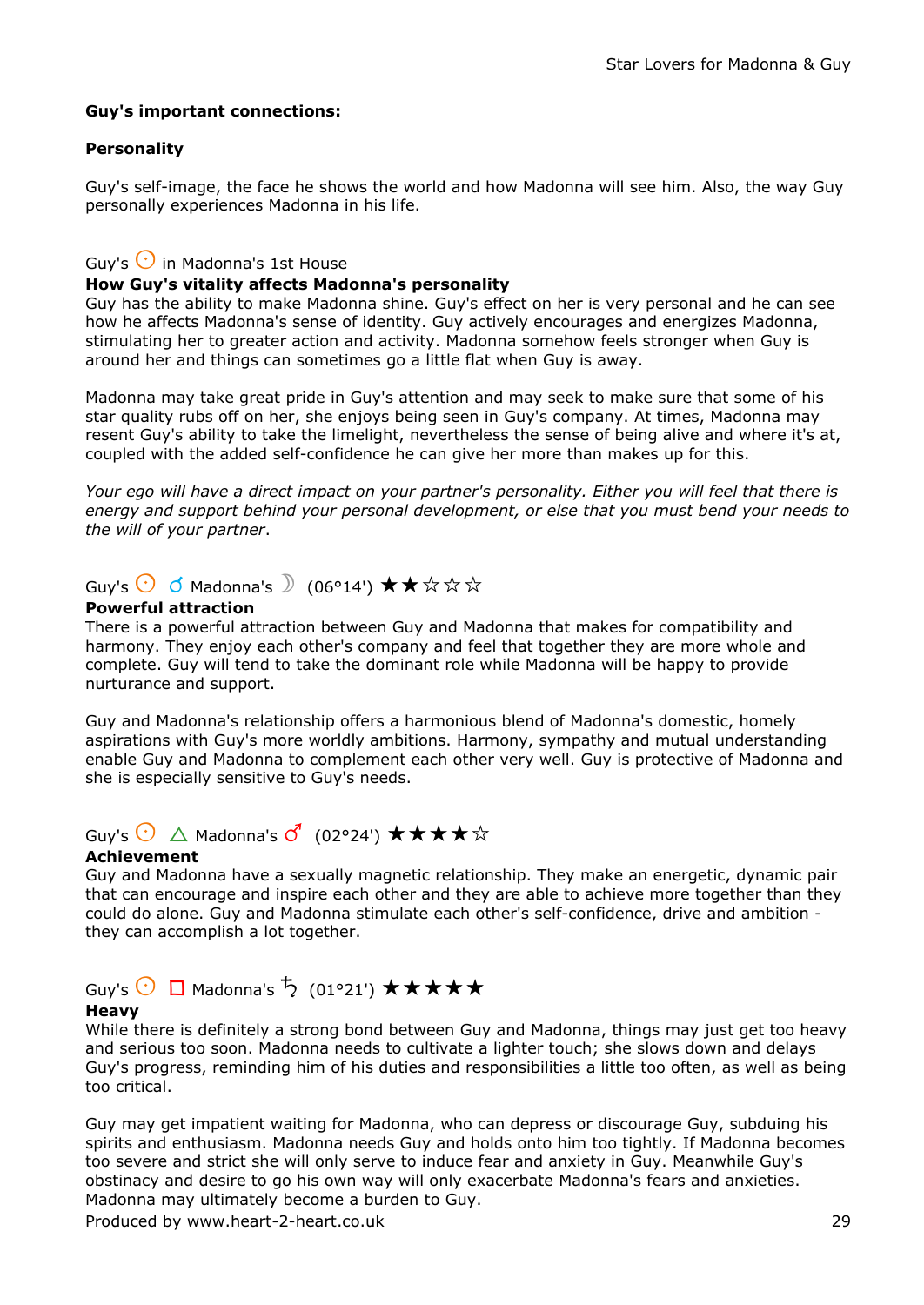**Guy's important connections:**

**Personality**

Guy's self-image, the face he shows the world and how Madonna will see him. Also, the way Guy personally experiences Madonna in his life.

Guy's ☉ in Madonna's 1st House
**How Guy's vitality affects Madonna's personality**
Guy has the ability to make Madonna shine. Guy's effect on her is very personal and he can see how he affects Madonna's sense of identity. Guy actively encourages and energizes Madonna, stimulating her to greater action and activity. Madonna somehow feels stronger when Guy is around her and things can sometimes go a little flat when Guy is away.

Madonna may take great pride in Guy's attention and may seek to make sure that some of his star quality rubs off on her, she enjoys being seen in Guy's company. At times, Madonna may resent Guy's ability to take the limelight, nevertheless the sense of being alive and where it's at, coupled with the added self-confidence he can give her more than makes up for this.

*Your ego will have a direct impact on your partner's personality. Either you will feel that there is energy and support behind your personal development, or else that you must bend your needs to the will of your partner*.

Guy's ☉ ☌ Madonna's ☽ (06°14') ★★☆☆☆
**Powerful attraction**
There is a powerful attraction between Guy and Madonna that makes for compatibility and harmony. They enjoy each other's company and feel that together they are more whole and complete. Guy will tend to take the dominant role while Madonna will be happy to provide nurturance and support.

Guy and Madonna's relationship offers a harmonious blend of Madonna's domestic, homely aspirations with Guy's more worldly ambitions. Harmony, sympathy and mutual understanding enable Guy and Madonna to complement each other very well. Guy is protective of Madonna and she is especially sensitive to Guy's needs.

Guy's ☉ △ Madonna's ♂ (02°24') ★★★★☆
**Achievement**
Guy and Madonna have a sexually magnetic relationship. They make an energetic, dynamic pair that can encourage and inspire each other and they are able to achieve more together than they could do alone. Guy and Madonna stimulate each other's self-confidence, drive and ambition - they can accomplish a lot together.

Guy's ☉ □ Madonna's ♄ (01°21') ★★★★★
**Heavy**
While there is definitely a strong bond between Guy and Madonna, things may just get too heavy and serious too soon. Madonna needs to cultivate a lighter touch; she slows down and delays Guy's progress, reminding him of his duties and responsibilities a little too often, as well as being too critical.

Guy may get impatient waiting for Madonna, who can depress or discourage Guy, subduing his spirits and enthusiasm. Madonna needs Guy and holds onto him too tightly. If Madonna becomes too severe and strict she will only serve to induce fear and anxiety in Guy. Meanwhile Guy's obstinacy and desire to go his own way will only exacerbate Madonna's fears and anxieties. Madonna may ultimately become a burden to Guy.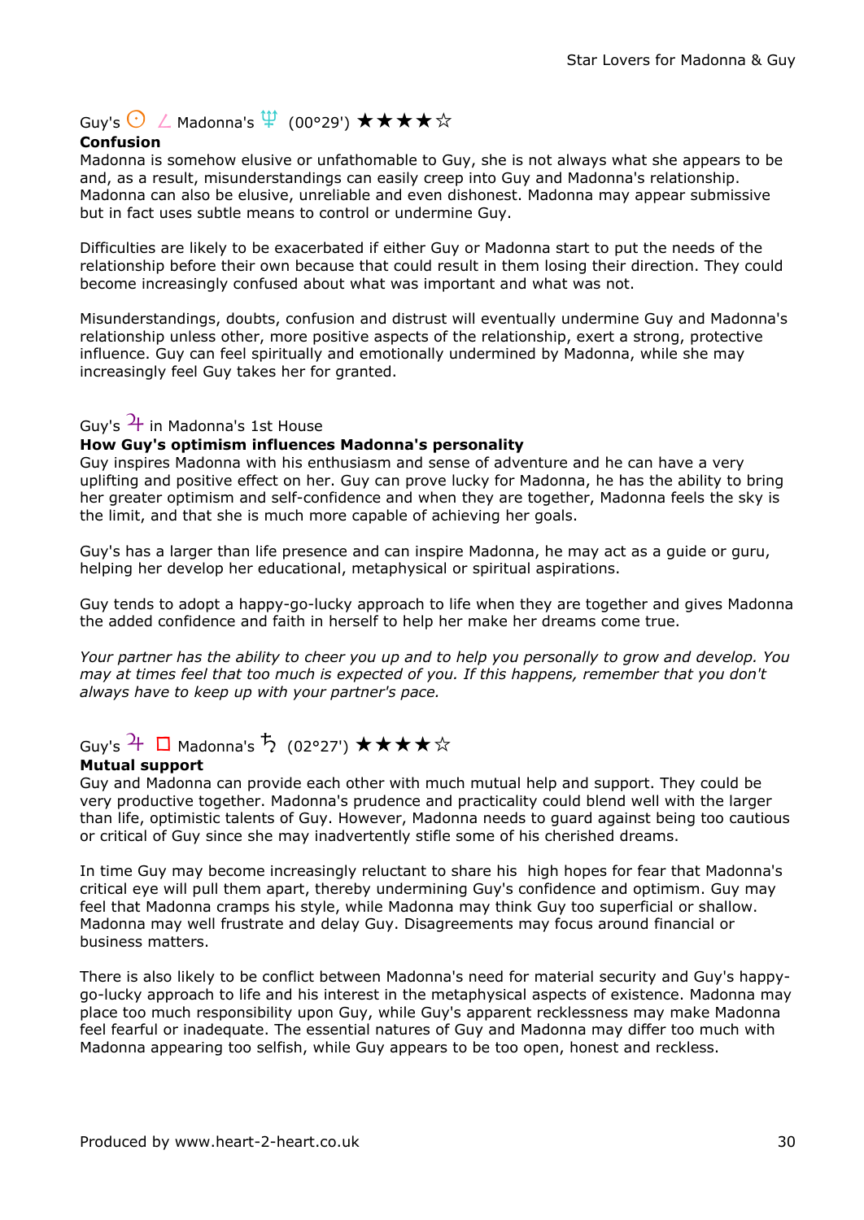Guy's ☉ ∠ Madonna's ♆ (00°29') ★★★★☆

**Confusion**

Madonna is somehow elusive or unfathomable to Guy, she is not always what she appears to be and, as a result, misunderstandings can easily creep into Guy and Madonna's relationship. Madonna can also be elusive, unreliable and even dishonest. Madonna may appear submissive but in fact uses subtle means to control or undermine Guy.

Difficulties are likely to be exacerbated if either Guy or Madonna start to put the needs of the relationship before their own because that could result in them losing their direction. They could become increasingly confused about what was important and what was not.

Misunderstandings, doubts, confusion and distrust will eventually undermine Guy and Madonna's relationship unless other, more positive aspects of the relationship, exert a strong, protective influence. Guy can feel spiritually and emotionally undermined by Madonna, while she may increasingly feel Guy takes her for granted.

Guy's ♃ in Madonna's 1st House

**How Guy's optimism influences Madonna's personality**

Guy inspires Madonna with his enthusiasm and sense of adventure and he can have a very uplifting and positive effect on her. Guy can prove lucky for Madonna, he has the ability to bring her greater optimism and self-confidence and when they are together, Madonna feels the sky is the limit, and that she is much more capable of achieving her goals.

Guy's has a larger than life presence and can inspire Madonna, he may act as a guide or guru, helping her develop her educational, metaphysical or spiritual aspirations.

Guy tends to adopt a happy-go-lucky approach to life when they are together and gives Madonna the added confidence and faith in herself to help her make her dreams come true.

*Your partner has the ability to cheer you up and to help you personally to grow and develop. You may at times feel that too much is expected of you. If this happens, remember that you don't always have to keep up with your partner's pace.*

Guy's ♃ □ Madonna's ♄ (02°27') ★★★★☆

**Mutual support**

Guy and Madonna can provide each other with much mutual help and support. They could be very productive together. Madonna's prudence and practicality could blend well with the larger than life, optimistic talents of Guy. However, Madonna needs to guard against being too cautious or critical of Guy since she may inadvertently stifle some of his cherished dreams.

In time Guy may become increasingly reluctant to share his high hopes for fear that Madonna's critical eye will pull them apart, thereby undermining Guy's confidence and optimism. Guy may feel that Madonna cramps his style, while Madonna may think Guy too superficial or shallow. Madonna may well frustrate and delay Guy. Disagreements may focus around financial or business matters.

There is also likely to be conflict between Madonna's need for material security and Guy's happy-go-lucky approach to life and his interest in the metaphysical aspects of existence. Madonna may place too much responsibility upon Guy, while Guy's apparent recklessness may make Madonna feel fearful or inadequate. The essential natures of Guy and Madonna may differ too much with Madonna appearing too selfish, while Guy appears to be too open, honest and reckless.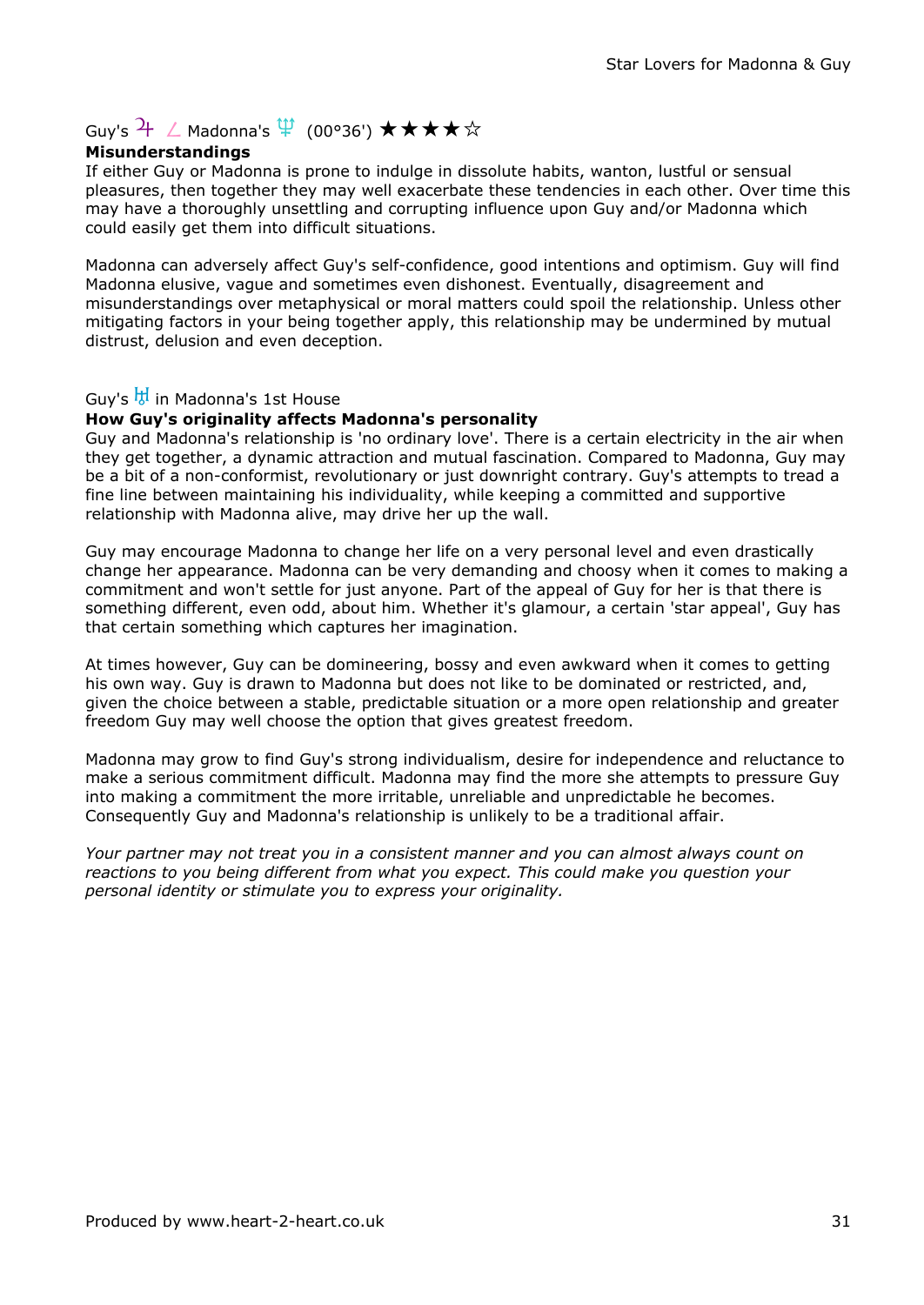Guy's ♃ ∠ Madonna's ♆ (00°36') ★★★★☆

**Misunderstandings**

If either Guy or Madonna is prone to indulge in dissolute habits, wanton, lustful or sensual pleasures, then together they may well exacerbate these tendencies in each other. Over time this may have a thoroughly unsettling and corrupting influence upon Guy and/or Madonna which could easily get them into difficult situations.

Madonna can adversely affect Guy's self-confidence, good intentions and optimism. Guy will find Madonna elusive, vague and sometimes even dishonest. Eventually, disagreement and misunderstandings over metaphysical or moral matters could spoil the relationship. Unless other mitigating factors in your being together apply, this relationship may be undermined by mutual distrust, delusion and even deception.

Guy's ♅ in Madonna's 1st House

**How Guy's originality affects Madonna's personality**

Guy and Madonna's relationship is 'no ordinary love'. There is a certain electricity in the air when they get together, a dynamic attraction and mutual fascination. Compared to Madonna, Guy may be a bit of a non-conformist, revolutionary or just downright contrary. Guy's attempts to tread a fine line between maintaining his individuality, while keeping a committed and supportive relationship with Madonna alive, may drive her up the wall.

Guy may encourage Madonna to change her life on a very personal level and even drastically change her appearance. Madonna can be very demanding and choosy when it comes to making a commitment and won't settle for just anyone. Part of the appeal of Guy for her is that there is something different, even odd, about him. Whether it's glamour, a certain 'star appeal', Guy has that certain something which captures her imagination.

At times however, Guy can be domineering, bossy and even awkward when it comes to getting his own way. Guy is drawn to Madonna but does not like to be dominated or restricted, and, given the choice between a stable, predictable situation or a more open relationship and greater freedom Guy may well choose the option that gives greatest freedom.

Madonna may grow to find Guy's strong individualism, desire for independence and reluctance to make a serious commitment difficult. Madonna may find the more she attempts to pressure Guy into making a commitment the more irritable, unreliable and unpredictable he becomes. Consequently Guy and Madonna's relationship is unlikely to be a traditional affair.

*Your partner may not treat you in a consistent manner and you can almost always count on reactions to you being different from what you expect. This could make you question your personal identity or stimulate you to express your originality.*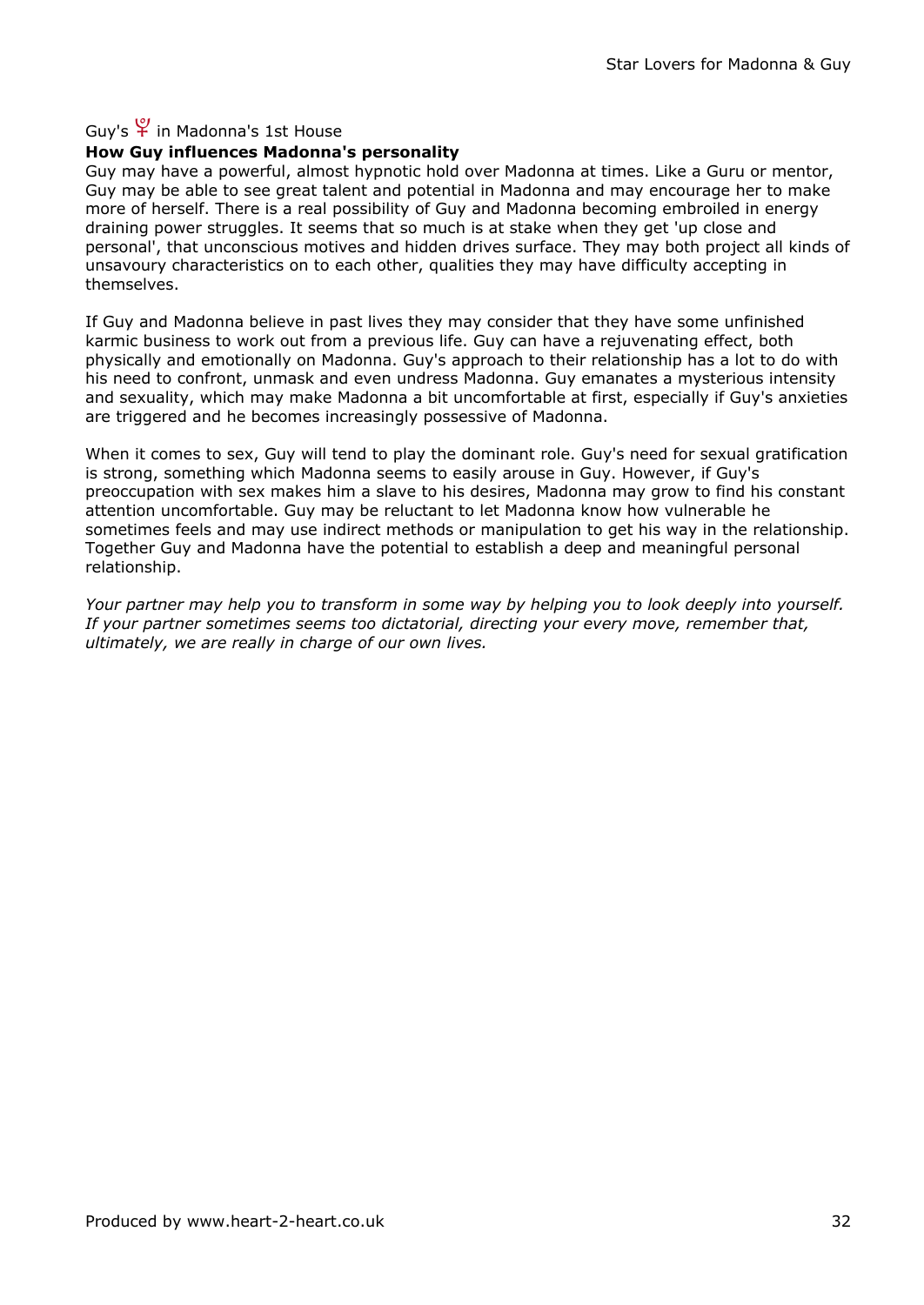Guy's ♇ in Madonna's 1st House

**How Guy influences Madonna's personality**

Guy may have a powerful, almost hypnotic hold over Madonna at times. Like a Guru or mentor, Guy may be able to see great talent and potential in Madonna and may encourage her to make more of herself. There is a real possibility of Guy and Madonna becoming embroiled in energy draining power struggles. It seems that so much is at stake when they get 'up close and personal', that unconscious motives and hidden drives surface. They may both project all kinds of unsavoury characteristics on to each other, qualities they may have difficulty accepting in themselves.

If Guy and Madonna believe in past lives they may consider that they have some unfinished karmic business to work out from a previous life. Guy can have a rejuvenating effect, both physically and emotionally on Madonna. Guy's approach to their relationship has a lot to do with his need to confront, unmask and even undress Madonna. Guy emanates a mysterious intensity and sexuality, which may make Madonna a bit uncomfortable at first, especially if Guy's anxieties are triggered and he becomes increasingly possessive of Madonna.

When it comes to sex, Guy will tend to play the dominant role. Guy's need for sexual gratification is strong, something which Madonna seems to easily arouse in Guy. However, if Guy's preoccupation with sex makes him a slave to his desires, Madonna may grow to find his constant attention uncomfortable. Guy may be reluctant to let Madonna know how vulnerable he sometimes feels and may use indirect methods or manipulation to get his way in the relationship. Together Guy and Madonna have the potential to establish a deep and meaningful personal relationship.

*Your partner may help you to transform in some way by helping you to look deeply into yourself. If your partner sometimes seems too dictatorial, directing your every move, remember that, ultimately, we are really in charge of our own lives.*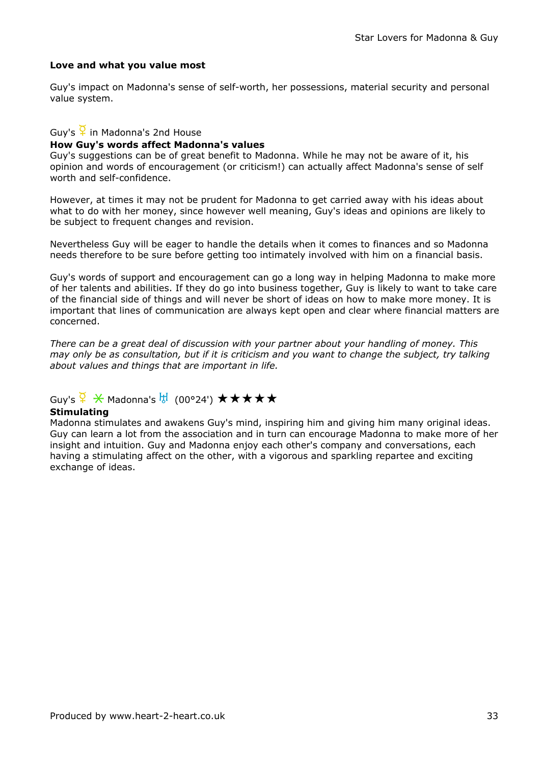**Love and what you value most**

Guy's impact on Madonna's sense of self-worth, her possessions, material security and personal value system.

Guy's ☿ in Madonna's 2nd House

**How Guy's words affect Madonna's values**

Guy's suggestions can be of great benefit to Madonna. While he may not be aware of it, his opinion and words of encouragement (or criticism!) can actually affect Madonna's sense of self worth and self-confidence.

However, at times it may not be prudent for Madonna to get carried away with his ideas about what to do with her money, since however well meaning, Guy's ideas and opinions are likely to be subject to frequent changes and revision.

Nevertheless Guy will be eager to handle the details when it comes to finances and so Madonna needs therefore to be sure before getting too intimately involved with him on a financial basis.

Guy's words of support and encouragement can go a long way in helping Madonna to make more of her talents and abilities. If they do go into business together, Guy is likely to want to take care of the financial side of things and will never be short of ideas on how to make more money. It is important that lines of communication are always kept open and clear where financial matters are concerned.

*There can be a great deal of discussion with your partner about your handling of money. This may only be as consultation, but if it is criticism and you want to change the subject, try talking about values and things that are important in life.*

Guy's ☿ ⚹ Madonna's ♅ (00°24') ★★★★★

**Stimulating**

Madonna stimulates and awakens Guy's mind, inspiring him and giving him many original ideas. Guy can learn a lot from the association and in turn can encourage Madonna to make more of her insight and intuition. Guy and Madonna enjoy each other's company and conversations, each having a stimulating affect on the other, with a vigorous and sparkling repartee and exciting exchange of ideas.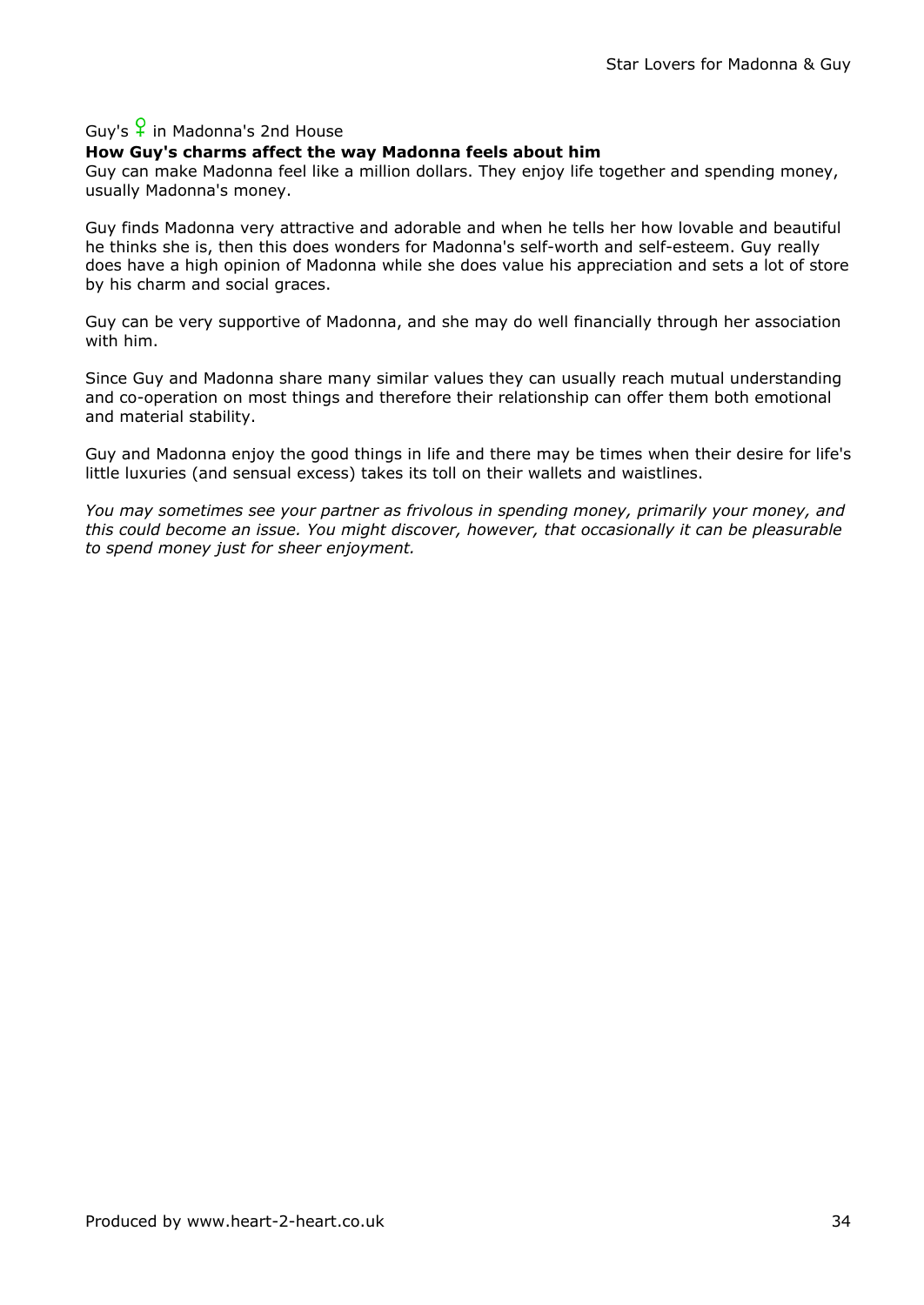Guy's ♀ in Madonna's 2nd House

**How Guy's charms affect the way Madonna feels about him**

Guy can make Madonna feel like a million dollars. They enjoy life together and spending money, usually Madonna's money.

Guy finds Madonna very attractive and adorable and when he tells her how lovable and beautiful he thinks she is, then this does wonders for Madonna's self-worth and self-esteem. Guy really does have a high opinion of Madonna while she does value his appreciation and sets a lot of store by his charm and social graces.

Guy can be very supportive of Madonna, and she may do well financially through her association with him.

Since Guy and Madonna share many similar values they can usually reach mutual understanding and co-operation on most things and therefore their relationship can offer them both emotional and material stability.

Guy and Madonna enjoy the good things in life and there may be times when their desire for life's little luxuries (and sensual excess) takes its toll on their wallets and waistlines.

*You may sometimes see your partner as frivolous in spending money, primarily your money, and this could become an issue. You might discover, however, that occasionally it can be pleasurable to spend money just for sheer enjoyment.*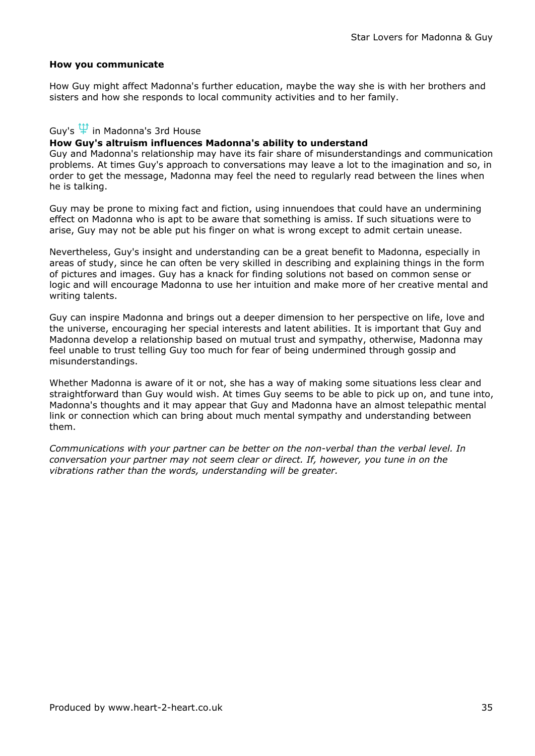**How you communicate**

How Guy might affect Madonna's further education, maybe the way she is with her brothers and sisters and how she responds to local community activities and to her family.

Guy's ♆ in Madonna's 3rd House

**How Guy's altruism influences Madonna's ability to understand**

Guy and Madonna's relationship may have its fair share of misunderstandings and communication problems. At times Guy's approach to conversations may leave a lot to the imagination and so, in order to get the message, Madonna may feel the need to regularly read between the lines when he is talking.

Guy may be prone to mixing fact and fiction, using innuendoes that could have an undermining effect on Madonna who is apt to be aware that something is amiss. If such situations were to arise, Guy may not be able put his finger on what is wrong except to admit certain unease.

Nevertheless, Guy's insight and understanding can be a great benefit to Madonna, especially in areas of study, since he can often be very skilled in describing and explaining things in the form of pictures and images. Guy has a knack for finding solutions not based on common sense or logic and will encourage Madonna to use her intuition and make more of her creative mental and writing talents.

Guy can inspire Madonna and brings out a deeper dimension to her perspective on life, love and the universe, encouraging her special interests and latent abilities. It is important that Guy and Madonna develop a relationship based on mutual trust and sympathy, otherwise, Madonna may feel unable to trust telling Guy too much for fear of being undermined through gossip and misunderstandings.

Whether Madonna is aware of it or not, she has a way of making some situations less clear and straightforward than Guy would wish. At times Guy seems to be able to pick up on, and tune into, Madonna's thoughts and it may appear that Guy and Madonna have an almost telepathic mental link or connection which can bring about much mental sympathy and understanding between them.

*Communications with your partner can be better on the non-verbal than the verbal level. In conversation your partner may not seem clear or direct. If, however, you tune in on the vibrations rather than the words, understanding will be greater.*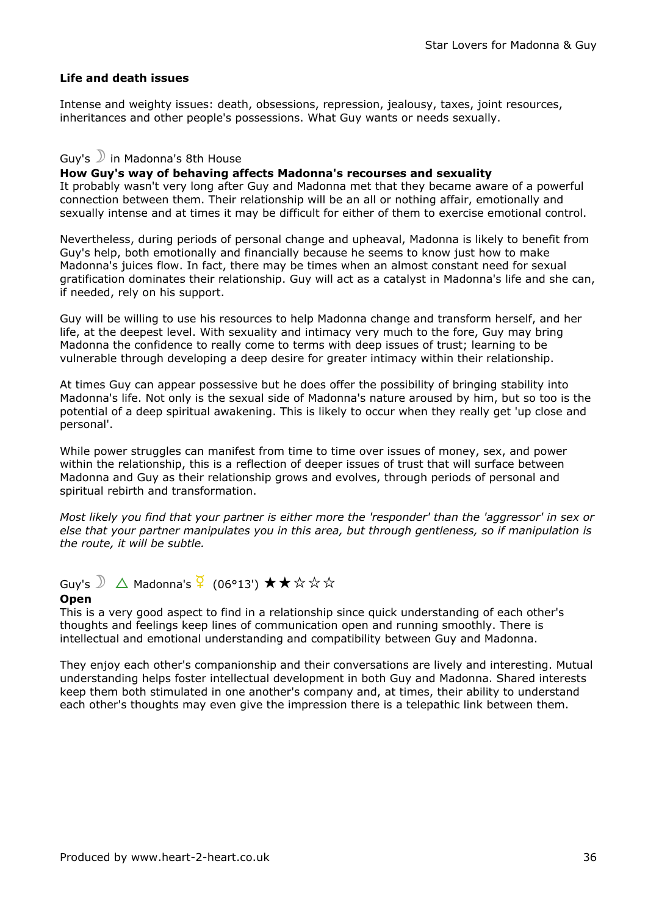### Life and death issues

Intense and weighty issues: death, obsessions, repression, jealousy, taxes, joint resources, inheritances and other people's possessions. What Guy wants or needs sexually.

Guy's ☽ in Madonna's 8th House

**How Guy's way of behaving affects Madonna's recourses and sexuality**

It probably wasn't very long after Guy and Madonna met that they became aware of a powerful connection between them. Their relationship will be an all or nothing affair, emotionally and sexually intense and at times it may be difficult for either of them to exercise emotional control.

Nevertheless, during periods of personal change and upheaval, Madonna is likely to benefit from Guy's help, both emotionally and financially because he seems to know just how to make Madonna's juices flow. In fact, there may be times when an almost constant need for sexual gratification dominates their relationship. Guy will act as a catalyst in Madonna's life and she can, if needed, rely on his support.

Guy will be willing to use his resources to help Madonna change and transform herself, and her life, at the deepest level. With sexuality and intimacy very much to the fore, Guy may bring Madonna the confidence to really come to terms with deep issues of trust; learning to be vulnerable through developing a deep desire for greater intimacy within their relationship.

At times Guy can appear possessive but he does offer the possibility of bringing stability into Madonna's life. Not only is the sexual side of Madonna's nature aroused by him, but so too is the potential of a deep spiritual awakening. This is likely to occur when they really get 'up close and personal'.

While power struggles can manifest from time to time over issues of money, sex, and power within the relationship, this is a reflection of deeper issues of trust that will surface between Madonna and Guy as their relationship grows and evolves, through periods of personal and spiritual rebirth and transformation.

*Most likely you find that your partner is either more the 'responder' than the 'aggressor' in sex or else that your partner manipulates you in this area, but through gentleness, so if manipulation is the route, it will be subtle.*

Guy's ☽ △ Madonna's ☿ (06°13') ★★☆☆☆

**Open**

This is a very good aspect to find in a relationship since quick understanding of each other's thoughts and feelings keep lines of communication open and running smoothly. There is intellectual and emotional understanding and compatibility between Guy and Madonna.

They enjoy each other's companionship and their conversations are lively and interesting. Mutual understanding helps foster intellectual development in both Guy and Madonna. Shared interests keep them both stimulated in one another's company and, at times, their ability to understand each other's thoughts may even give the impression there is a telepathic link between them.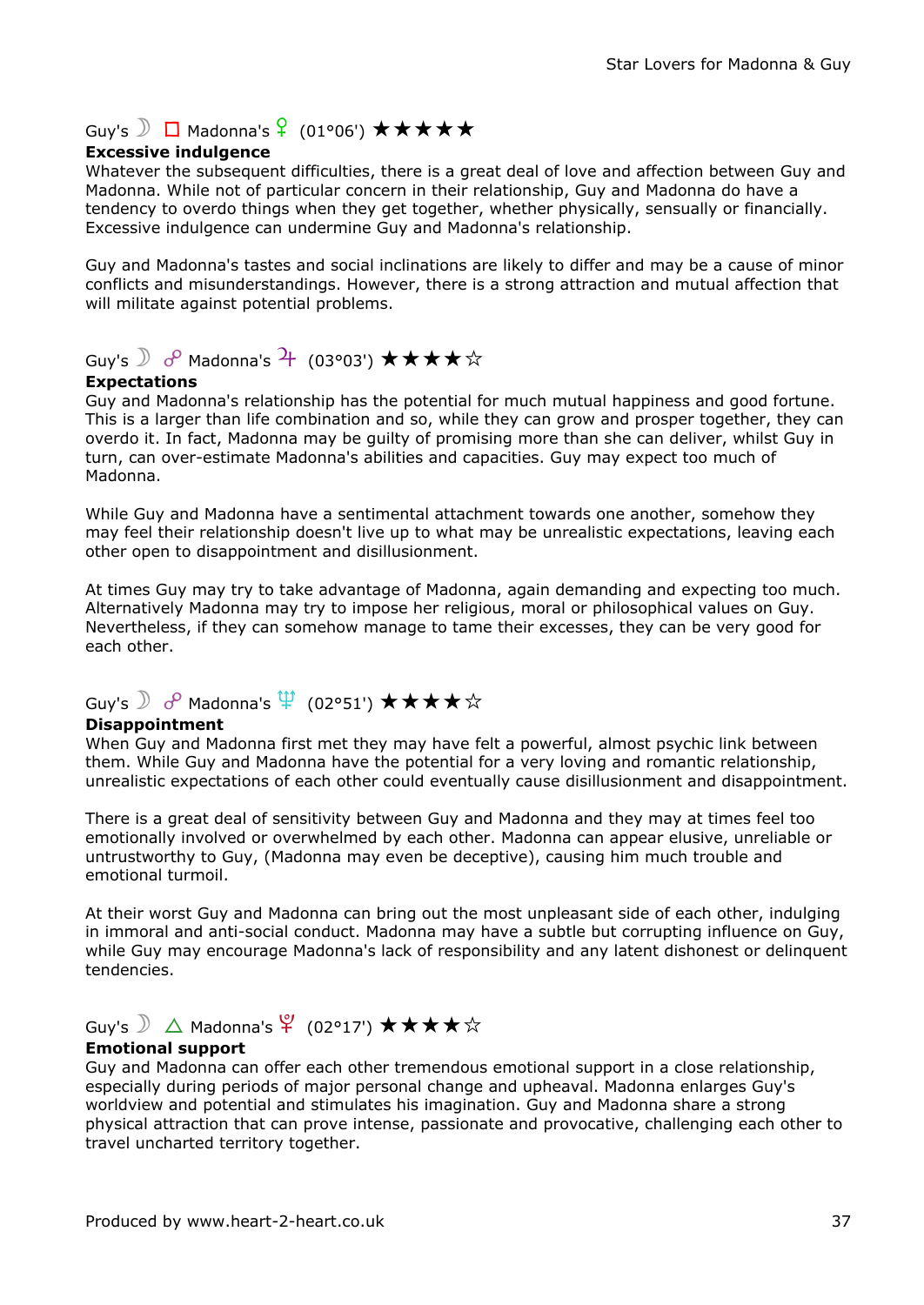Guy's ☽ □ Madonna's ♀ (01°06') ★★★★★

**Excessive indulgence**

Whatever the subsequent difficulties, there is a great deal of love and affection between Guy and Madonna. While not of particular concern in their relationship, Guy and Madonna do have a tendency to overdo things when they get together, whether physically, sensually or financially. Excessive indulgence can undermine Guy and Madonna's relationship.

Guy and Madonna's tastes and social inclinations are likely to differ and may be a cause of minor conflicts and misunderstandings. However, there is a strong attraction and mutual affection that will militate against potential problems.

Guy's ☽ ☍ Madonna's ♃ (03°03') ★★★★☆

**Expectations**

Guy and Madonna's relationship has the potential for much mutual happiness and good fortune. This is a larger than life combination and so, while they can grow and prosper together, they can overdo it. In fact, Madonna may be guilty of promising more than she can deliver, whilst Guy in turn, can over-estimate Madonna's abilities and capacities. Guy may expect too much of Madonna.

While Guy and Madonna have a sentimental attachment towards one another, somehow they may feel their relationship doesn't live up to what may be unrealistic expectations, leaving each other open to disappointment and disillusionment.

At times Guy may try to take advantage of Madonna, again demanding and expecting too much. Alternatively Madonna may try to impose her religious, moral or philosophical values on Guy. Nevertheless, if they can somehow manage to tame their excesses, they can be very good for each other.

Guy's ☽ ☍ Madonna's ♆ (02°51') ★★★★☆

**Disappointment**

When Guy and Madonna first met they may have felt a powerful, almost psychic link between them. While Guy and Madonna have the potential for a very loving and romantic relationship, unrealistic expectations of each other could eventually cause disillusionment and disappointment.

There is a great deal of sensitivity between Guy and Madonna and they may at times feel too emotionally involved or overwhelmed by each other. Madonna can appear elusive, unreliable or untrustworthy to Guy, (Madonna may even be deceptive), causing him much trouble and emotional turmoil.

At their worst Guy and Madonna can bring out the most unpleasant side of each other, indulging in immoral and anti-social conduct. Madonna may have a subtle but corrupting influence on Guy, while Guy may encourage Madonna's lack of responsibility and any latent dishonest or delinquent tendencies.

Guy's ☽ △ Madonna's ♇ (02°17') ★★★★☆

**Emotional support**

Guy and Madonna can offer each other tremendous emotional support in a close relationship, especially during periods of major personal change and upheaval. Madonna enlarges Guy's worldview and potential and stimulates his imagination. Guy and Madonna share a strong physical attraction that can prove intense, passionate and provocative, challenging each other to travel uncharted territory together.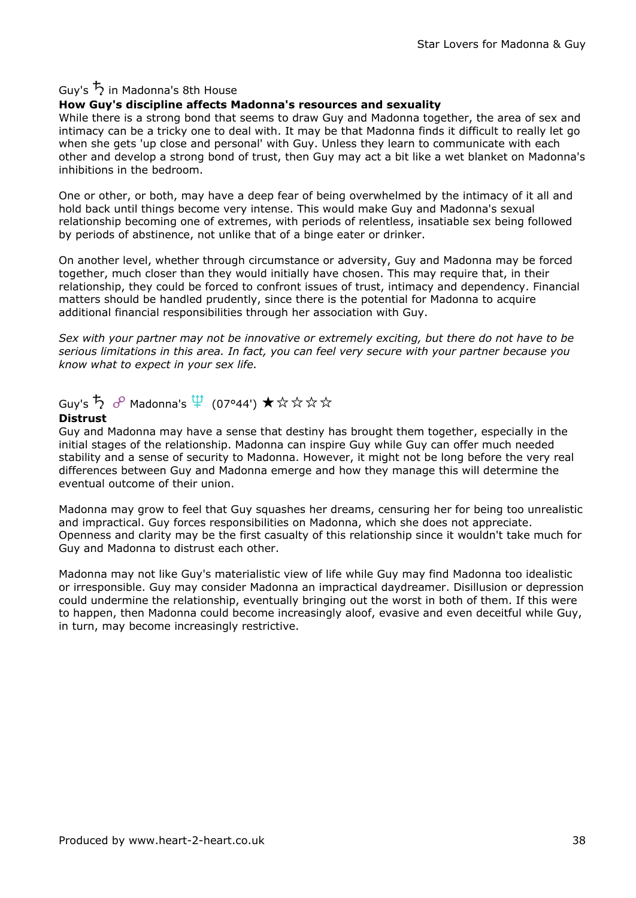## Guy's ♄ in Madonna's 8th House

**How Guy's discipline affects Madonna's resources and sexuality**

While there is a strong bond that seems to draw Guy and Madonna together, the area of sex and intimacy can be a tricky one to deal with. It may be that Madonna finds it difficult to really let go when she gets 'up close and personal' with Guy. Unless they learn to communicate with each other and develop a strong bond of trust, then Guy may act a bit like a wet blanket on Madonna's inhibitions in the bedroom.

One or other, or both, may have a deep fear of being overwhelmed by the intimacy of it all and hold back until things become very intense. This would make Guy and Madonna's sexual relationship becoming one of extremes, with periods of relentless, insatiable sex being followed by periods of abstinence, not unlike that of a binge eater or drinker.

On another level, whether through circumstance or adversity, Guy and Madonna may be forced together, much closer than they would initially have chosen. This may require that, in their relationship, they could be forced to confront issues of trust, intimacy and dependency. Financial matters should be handled prudently, since there is the potential for Madonna to acquire additional financial responsibilities through her association with Guy.

*Sex with your partner may not be innovative or extremely exciting, but there do not have to be serious limitations in this area. In fact, you can feel very secure with your partner because you know what to expect in your sex life.*

## Guy's ♄ ☍ Madonna's ♆ (07°44') ★☆☆☆☆

**Distrust**

Guy and Madonna may have a sense that destiny has brought them together, especially in the initial stages of the relationship. Madonna can inspire Guy while Guy can offer much needed stability and a sense of security to Madonna. However, it might not be long before the very real differences between Guy and Madonna emerge and how they manage this will determine the eventual outcome of their union.

Madonna may grow to feel that Guy squashes her dreams, censuring her for being too unrealistic and impractical. Guy forces responsibilities on Madonna, which she does not appreciate. Openness and clarity may be the first casualty of this relationship since it wouldn't take much for Guy and Madonna to distrust each other.

Madonna may not like Guy's materialistic view of life while Guy may find Madonna too idealistic or irresponsible. Guy may consider Madonna an impractical daydreamer. Disillusion or depression could undermine the relationship, eventually bringing out the worst in both of them. If this were to happen, then Madonna could become increasingly aloof, evasive and even deceitful while Guy, in turn, may become increasingly restrictive.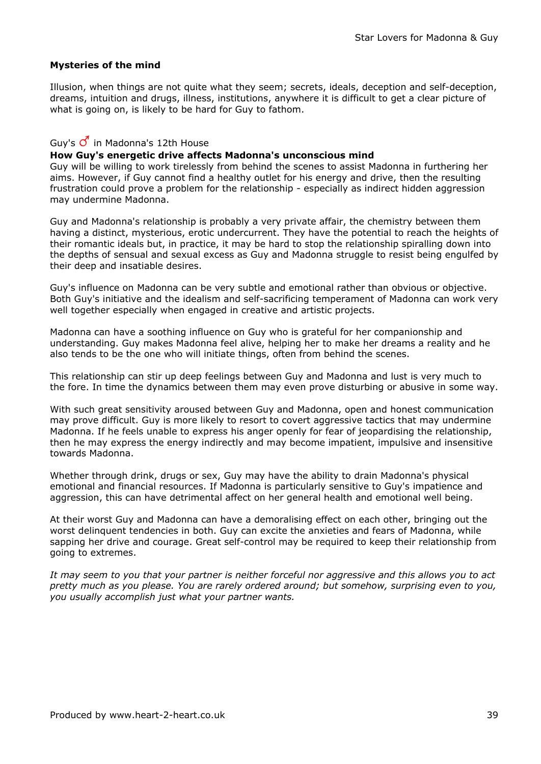**Mysteries of the mind**

Illusion, when things are not quite what they seem; secrets, ideals, deception and self-deception, dreams, intuition and drugs, illness, institutions, anywhere it is difficult to get a clear picture of what is going on, is likely to be hard for Guy to fathom.

Guy's ♂ in Madonna's 12th House

**How Guy's energetic drive affects Madonna's unconscious mind**

Guy will be willing to work tirelessly from behind the scenes to assist Madonna in furthering her aims. However, if Guy cannot find a healthy outlet for his energy and drive, then the resulting frustration could prove a problem for the relationship - especially as indirect hidden aggression may undermine Madonna.

Guy and Madonna's relationship is probably a very private affair, the chemistry between them having a distinct, mysterious, erotic undercurrent. They have the potential to reach the heights of their romantic ideals but, in practice, it may be hard to stop the relationship spiralling down into the depths of sensual and sexual excess as Guy and Madonna struggle to resist being engulfed by their deep and insatiable desires.

Guy's influence on Madonna can be very subtle and emotional rather than obvious or objective. Both Guy's initiative and the idealism and self-sacrificing temperament of Madonna can work very well together especially when engaged in creative and artistic projects.

Madonna can have a soothing influence on Guy who is grateful for her companionship and understanding. Guy makes Madonna feel alive, helping her to make her dreams a reality and he also tends to be the one who will initiate things, often from behind the scenes.

This relationship can stir up deep feelings between Guy and Madonna and lust is very much to the fore. In time the dynamics between them may even prove disturbing or abusive in some way.

With such great sensitivity aroused between Guy and Madonna, open and honest communication may prove difficult. Guy is more likely to resort to covert aggressive tactics that may undermine Madonna. If he feels unable to express his anger openly for fear of jeopardising the relationship, then he may express the energy indirectly and may become impatient, impulsive and insensitive towards Madonna.

Whether through drink, drugs or sex, Guy may have the ability to drain Madonna's physical emotional and financial resources. If Madonna is particularly sensitive to Guy's impatience and aggression, this can have detrimental affect on her general health and emotional well being.

At their worst Guy and Madonna can have a demoralising effect on each other, bringing out the worst delinquent tendencies in both. Guy can excite the anxieties and fears of Madonna, while sapping her drive and courage. Great self-control may be required to keep their relationship from going to extremes.

*It may seem to you that your partner is neither forceful nor aggressive and this allows you to act pretty much as you please. You are rarely ordered around; but somehow, surprising even to you, you usually accomplish just what your partner wants.*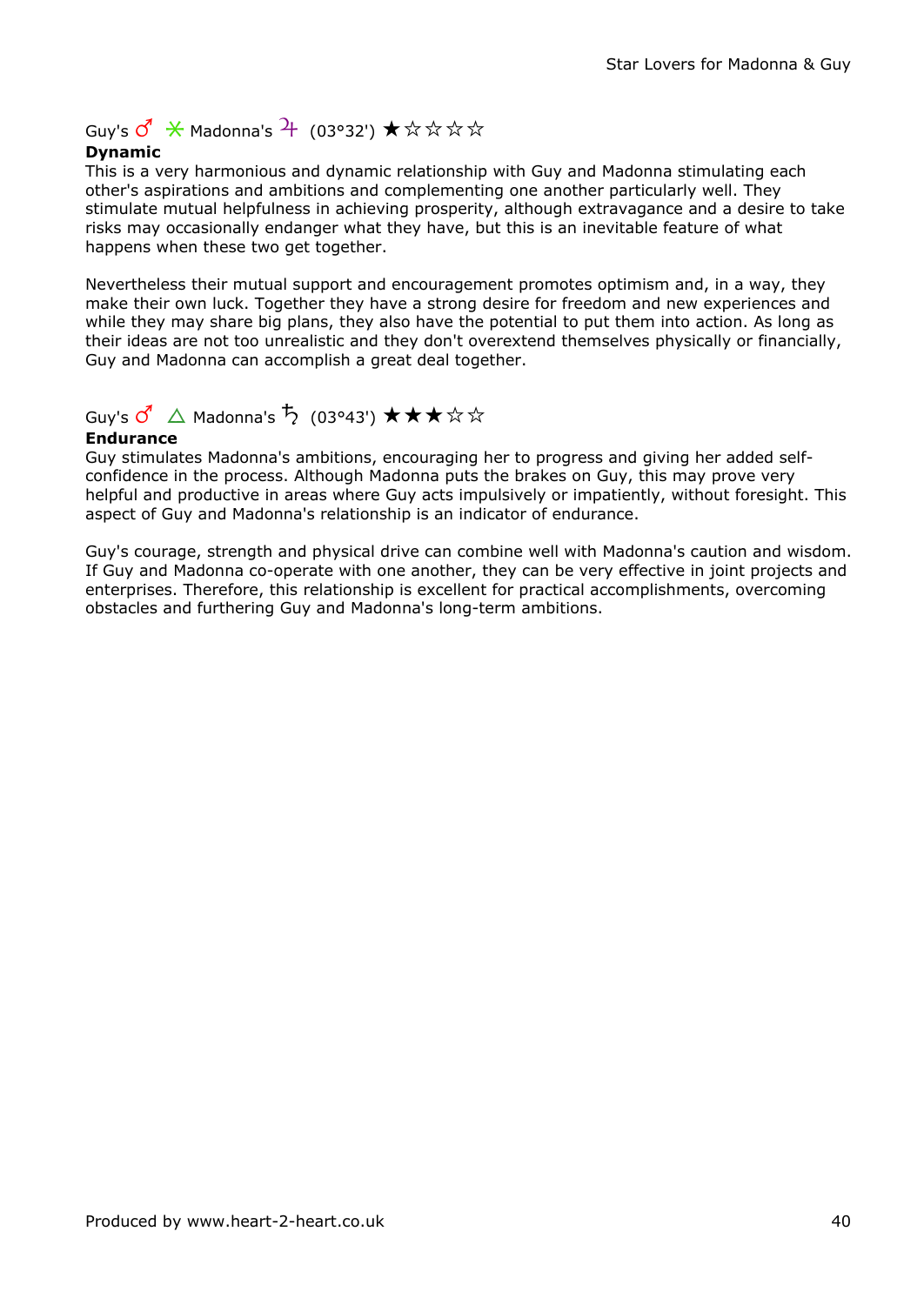Guy's ♂ ⚹ Madonna's ♃ (03°32') ★☆☆☆☆

**Dynamic**

This is a very harmonious and dynamic relationship with Guy and Madonna stimulating each other's aspirations and ambitions and complementing one another particularly well. They stimulate mutual helpfulness in achieving prosperity, although extravagance and a desire to take risks may occasionally endanger what they have, but this is an inevitable feature of what happens when these two get together.

Nevertheless their mutual support and encouragement promotes optimism and, in a way, they make their own luck. Together they have a strong desire for freedom and new experiences and while they may share big plans, they also have the potential to put them into action. As long as their ideas are not too unrealistic and they don't overextend themselves physically or financially, Guy and Madonna can accomplish a great deal together.

Guy's ♂ △ Madonna's ♄ (03°43') ★★★☆☆

**Endurance**

Guy stimulates Madonna's ambitions, encouraging her to progress and giving her added self-confidence in the process. Although Madonna puts the brakes on Guy, this may prove very helpful and productive in areas where Guy acts impulsively or impatiently, without foresight. This aspect of Guy and Madonna's relationship is an indicator of endurance.

Guy's courage, strength and physical drive can combine well with Madonna's caution and wisdom. If Guy and Madonna co-operate with one another, they can be very effective in joint projects and enterprises. Therefore, this relationship is excellent for practical accomplishments, overcoming obstacles and furthering Guy and Madonna's long-term ambitions.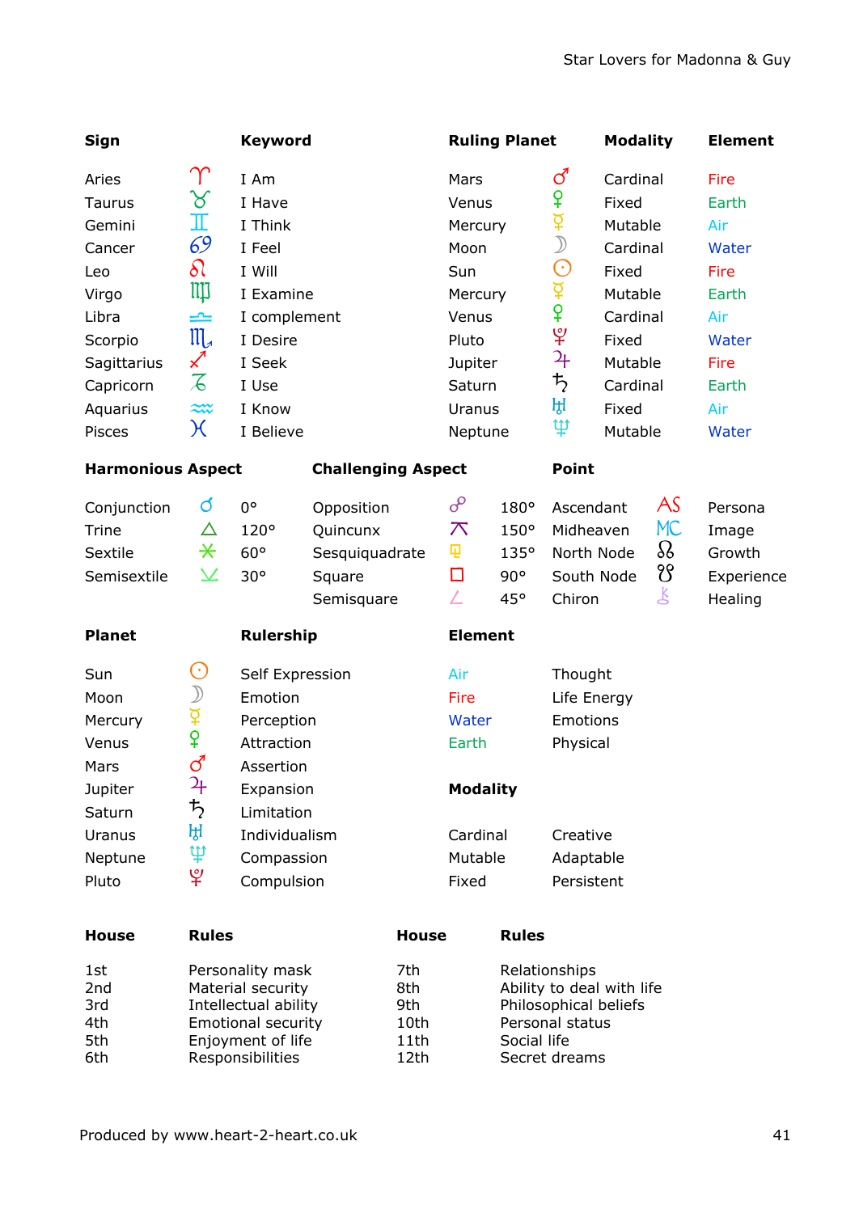| Sign | | Keyword | Ruling Planet | | Modality | Element |
|---|---|---|---|---|---|---|
| Aries | ♈ | I Am | Mars | ♂ | Cardinal | Fire |
| Taurus | ♉ | I Have | Venus | ♀ | Fixed | Earth |
| Gemini | ♊ | I Think | Mercury | ☿ | Mutable | Air |
| Cancer | ♋ | I Feel | Moon | ☽ | Cardinal | Water |
| Leo | ♌ | I Will | Sun | ☉ | Fixed | Fire |
| Virgo | ♍ | I Examine | Mercury | ☿ | Mutable | Earth |
| Libra | ♎ | I complement | Venus | ♀ | Cardinal | Air |
| Scorpio | ♏ | I Desire | Pluto | ♇ | Fixed | Water |
| Sagittarius | ♐ | I Seek | Jupiter | ♃ | Mutable | Fire |
| Capricorn | ♑ | I Use | Saturn | ♄ | Cardinal | Earth |
| Aquarius | ♒ | I Know | Uranus | ♅ | Fixed | Air |
| Pisces | ♓ | I Believe | Neptune | ♆ | Mutable | Water |

| Harmonious Aspect | | | Challenging Aspect | | | Point | | |
|---|---|---|---|---|---|---|---|---|
| Conjunction | ☌ | 0° | Opposition | ☍ | 180° | Ascendant | AS | Persona |
| Trine | △ | 120° | Quincunx | ⚻ | 150° | Midheaven | MC | Image |
| Sextile | ⚹ | 60° | Sesquiquadrate | ⚼ | 135° | North Node | ☊ | Growth |
| Semisextile | ⚺ | 30° | Square | □ | 90° | South Node | ☋ | Experience |
| | | | Semisquare | ∠ | 45° | Chiron | ⚷ | Healing |

| Planet | | Rulership |
|---|---|---|
| Sun | ☉ | Self Expression |
| Moon | ☽ | Emotion |
| Mercury | ☿ | Perception |
| Venus | ♀ | Attraction |
| Mars | ♂ | Assertion |
| Jupiter | ♃ | Expansion |
| Saturn | ♄ | Limitation |
| Uranus | ♅ | Individualism |
| Neptune | ♆ | Compassion |
| Pluto | ♇ | Compulsion |

| Element | |
|---|---|
| Air | Thought |
| Fire | Life Energy |
| Water | Emotions |
| Earth | Physical |

| Modality | |
|---|---|
| Cardinal | Creative |
| Mutable | Adaptable |
| Fixed | Persistent |

| House | Rules | House | Rules |
|---|---|---|---|
| 1st | Personality mask | 7th | Relationships |
| 2nd | Material security | 8th | Ability to deal with life |
| 3rd | Intellectual ability | 9th | Philosophical beliefs |
| 4th | Emotional security | 10th | Personal status |
| 5th | Enjoyment of life | 11th | Social life |
| 6th | Responsibilities | 12th | Secret dreams |